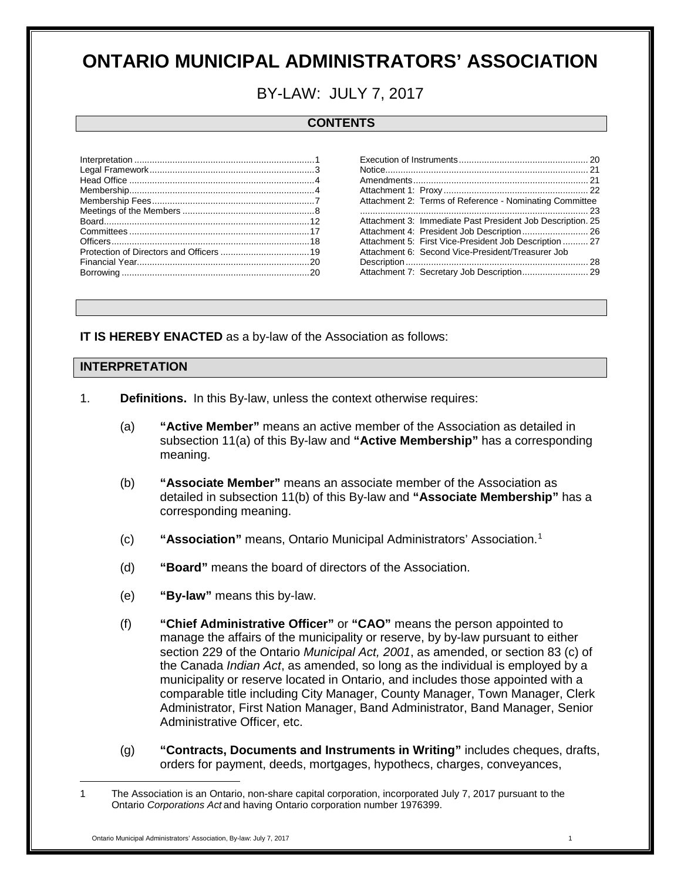# ONTARIO MUNICIPAL ADMINISTRATORS' ASSOCIATION

## BY-LAW: JULY 7, 2017

### CONTENTS

| | |
|---|---|
| Interpretation ....... 1 | Execution of Instruments ....... 20 |
| Legal Framework ....... 3 | Notice ....... 21 |
| Head Office ....... 4 | Amendments ....... 21 |
| Membership ....... 4 | Attachment 1: Proxy ....... 22 |
| Membership Fees ....... 7 | Attachment 2: Terms of Reference - Nominating Committee ....... 23 |
| Meetings of the Members ....... 8 | Attachment 3: Immediate Past President Job Description ....... 25 |
| Board ....... 12 | Attachment 4: President Job Description ....... 26 |
| Committees ....... 17 | Attachment 5: First Vice-President Job Description ....... 27 |
| Officers ....... 18 | Attachment 6: Second Vice-President/Treasurer Job Description ....... 28 |
| Protection of Directors and Officers ....... 19 | Attachment 7: Secretary Job Description ....... 29 |
| Financial Year ....... 20 | |
| Borrowing ....... 20 | |

**IT IS HEREBY ENACTED** as a by-law of the Association as follows:

### INTERPRETATION

1. **Definitions.** In this By-law, unless the context otherwise requires:

   (a) **"Active Member"** means an active member of the Association as detailed in subsection 11(a) of this By-law and **"Active Membership"** has a corresponding meaning.

   (b) **"Associate Member"** means an associate member of the Association as detailed in subsection 11(b) of this By-law and **"Associate Membership"** has a corresponding meaning.

   (c) **"Association"** means, Ontario Municipal Administrators' Association.[1]

   (d) **"Board"** means the board of directors of the Association.

   (e) **"By-law"** means this by-law.

   (f) **"Chief Administrative Officer"** or **"CAO"** means the person appointed to manage the affairs of the municipality or reserve, by by-law pursuant to either section 229 of the Ontario *Municipal Act, 2001*, as amended, or section 83 (c) of the Canada *Indian Act*, as amended, so long as the individual is employed by a municipality or reserve located in Ontario, and includes those appointed with a comparable title including City Manager, County Manager, Town Manager, Clerk Administrator, First Nation Manager, Band Administrator, Band Manager, Senior Administrative Officer, etc.

   (g) **"Contracts, Documents and Instruments in Writing"** includes cheques, drafts, orders for payment, deeds, mortgages, hypothecs, charges, conveyances,

---

[1] The Association is an Ontario, non-share capital corporation, incorporated July 7, 2017 pursuant to the Ontario *Corporations Act* and having Ontario corporation number 1976399.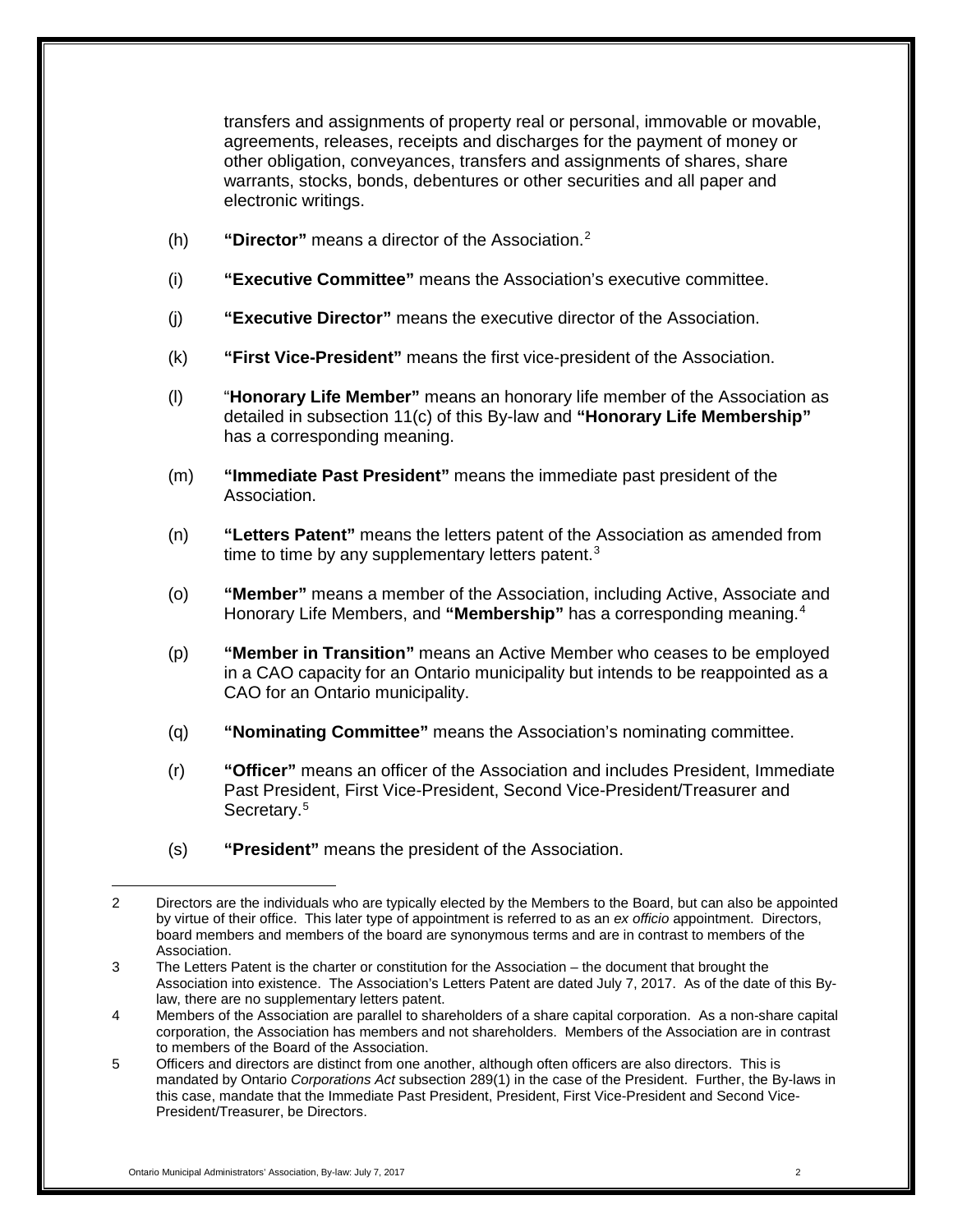transfers and assignments of property real or personal, immovable or movable, agreements, releases, receipts and discharges for the payment of money or other obligation, conveyances, transfers and assignments of shares, share warrants, stocks, bonds, debentures or other securities and all paper and electronic writings.

(h) **"Director"** means a director of the Association.[2]

(i) **"Executive Committee"** means the Association's executive committee.

(j) **"Executive Director"** means the executive director of the Association.

(k) **"First Vice-President"** means the first vice-president of the Association.

(l) "**Honorary Life Member"** means an honorary life member of the Association as detailed in subsection 11(c) of this By-law and **"Honorary Life Membership"** has a corresponding meaning.

(m) **"Immediate Past President"** means the immediate past president of the Association.

(n) **"Letters Patent"** means the letters patent of the Association as amended from time to time by any supplementary letters patent.[3]

(o) **"Member"** means a member of the Association, including Active, Associate and Honorary Life Members, and **"Membership"** has a corresponding meaning.[4]

(p) **"Member in Transition"** means an Active Member who ceases to be employed in a CAO capacity for an Ontario municipality but intends to be reappointed as a CAO for an Ontario municipality.

(q) **"Nominating Committee"** means the Association's nominating committee.

(r) **"Officer"** means an officer of the Association and includes President, Immediate Past President, First Vice-President, Second Vice-President/Treasurer and Secretary.[5]

(s) **"President"** means the president of the Association.

---

2 Directors are the individuals who are typically elected by the Members to the Board, but can also be appointed by virtue of their office. This later type of appointment is referred to as an *ex officio* appointment. Directors, board members and members of the board are synonymous terms and are in contrast to members of the Association.

3 The Letters Patent is the charter or constitution for the Association – the document that brought the Association into existence. The Association's Letters Patent are dated July 7, 2017. As of the date of this By-law, there are no supplementary letters patent.

4 Members of the Association are parallel to shareholders of a share capital corporation. As a non-share capital corporation, the Association has members and not shareholders. Members of the Association are in contrast to members of the Board of the Association.

5 Officers and directors are distinct from one another, although often officers are also directors. This is mandated by Ontario *Corporations Act* subsection 289(1) in the case of the President. Further, the By-laws in this case, mandate that the Immediate Past President, President, First Vice-President and Second Vice-President/Treasurer, be Directors.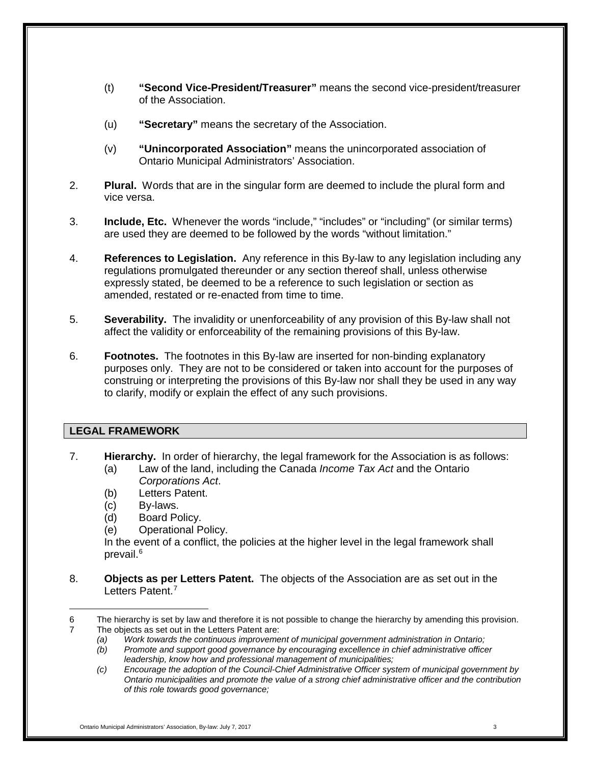(t) **"Second Vice-President/Treasurer"** means the second vice-president/treasurer of the Association.

(u) **"Secretary"** means the secretary of the Association.

(v) **"Unincorporated Association"** means the unincorporated association of Ontario Municipal Administrators' Association.

2. **Plural.** Words that are in the singular form are deemed to include the plural form and vice versa.

3. **Include, Etc.** Whenever the words "include," "includes" or "including" (or similar terms) are used they are deemed to be followed by the words "without limitation."

4. **References to Legislation.** Any reference in this By-law to any legislation including any regulations promulgated thereunder or any section thereof shall, unless otherwise expressly stated, be deemed to be a reference to such legislation or section as amended, restated or re-enacted from time to time.

5. **Severability.** The invalidity or unenforceability of any provision of this By-law shall not affect the validity or enforceability of the remaining provisions of this By-law.

6. **Footnotes.** The footnotes in this By-law are inserted for non-binding explanatory purposes only. They are not to be considered or taken into account for the purposes of construing or interpreting the provisions of this By-law nor shall they be used in any way to clarify, modify or explain the effect of any such provisions.

## LEGAL FRAMEWORK

7. **Hierarchy.** In order of hierarchy, the legal framework for the Association is as follows:
   (a) Law of the land, including the Canada *Income Tax Act* and the Ontario *Corporations Act*.
   (b) Letters Patent.
   (c) By-laws.
   (d) Board Policy.
   (e) Operational Policy.

   In the event of a conflict, the policies at the higher level in the legal framework shall prevail.[6]

8. **Objects as per Letters Patent.** The objects of the Association are as set out in the Letters Patent.[7]

---

6 The hierarchy is set by law and therefore it is not possible to change the hierarchy by amending this provision.

7 The objects as set out in the Letters Patent are:

*(a) Work towards the continuous improvement of municipal government administration in Ontario;*

*(b) Promote and support good governance by encouraging excellence in chief administrative officer leadership, know how and professional management of municipalities;*

*(c) Encourage the adoption of the Council-Chief Administrative Officer system of municipal government by Ontario municipalities and promote the value of a strong chief administrative officer and the contribution of this role towards good governance;*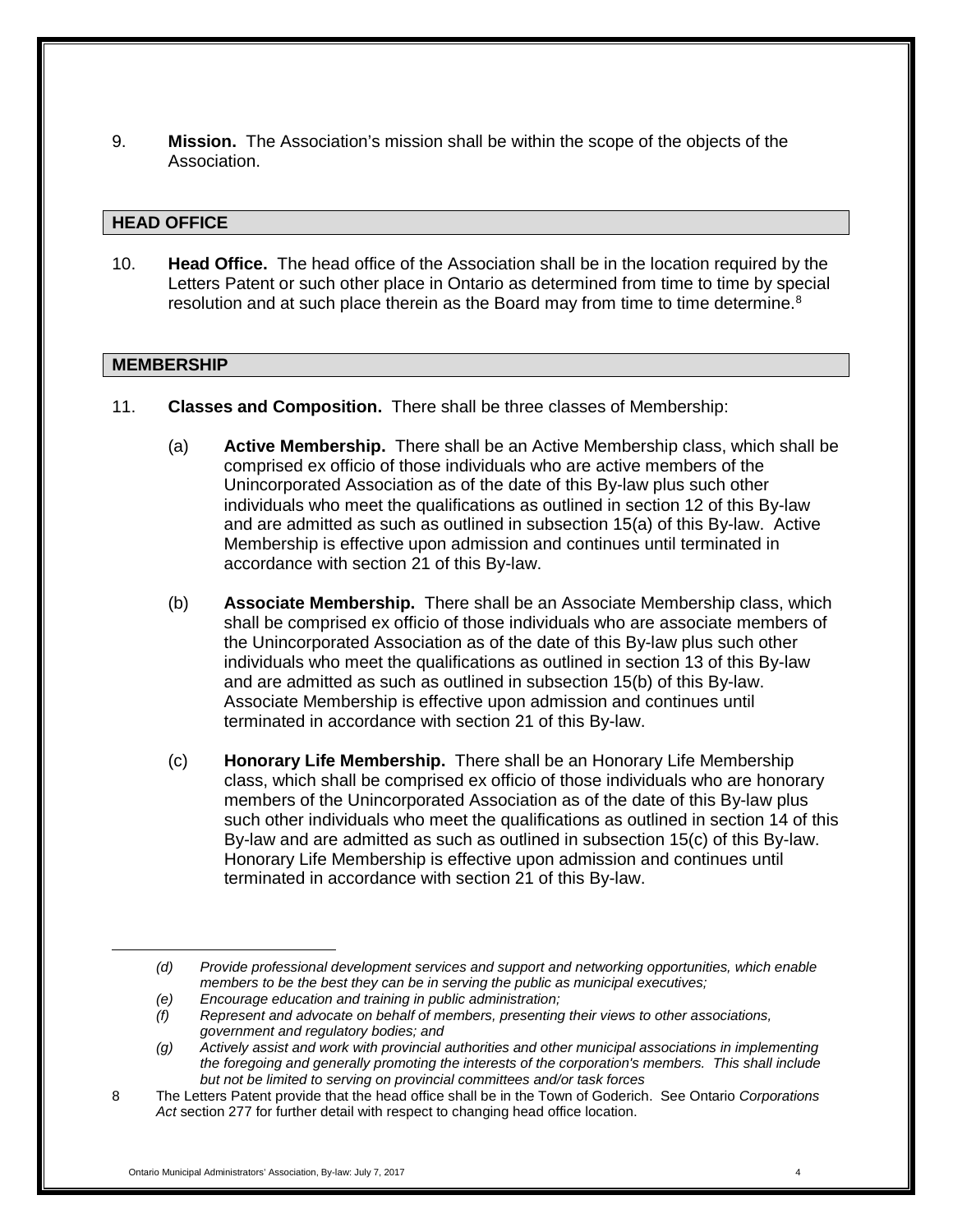9. **Mission.** The Association's mission shall be within the scope of the objects of the Association.

## HEAD OFFICE

10. **Head Office.** The head office of the Association shall be in the location required by the Letters Patent or such other place in Ontario as determined from time to time by special resolution and at such place therein as the Board may from time to time determine.[8]

## MEMBERSHIP

11. **Classes and Composition.** There shall be three classes of Membership:

    (a) **Active Membership.** There shall be an Active Membership class, which shall be comprised ex officio of those individuals who are active members of the Unincorporated Association as of the date of this By-law plus such other individuals who meet the qualifications as outlined in section 12 of this By-law and are admitted as such as outlined in subsection 15(a) of this By-law. Active Membership is effective upon admission and continues until terminated in accordance with section 21 of this By-law.

    (b) **Associate Membership.** There shall be an Associate Membership class, which shall be comprised ex officio of those individuals who are associate members of the Unincorporated Association as of the date of this By-law plus such other individuals who meet the qualifications as outlined in section 13 of this By-law and are admitted as such as outlined in subsection 15(b) of this By-law. Associate Membership is effective upon admission and continues until terminated in accordance with section 21 of this By-law.

    (c) **Honorary Life Membership.** There shall be an Honorary Life Membership class, which shall be comprised ex officio of those individuals who are honorary members of the Unincorporated Association as of the date of this By-law plus such other individuals who meet the qualifications as outlined in section 14 of this By-law and are admitted as such as outlined in subsection 15(c) of this By-law. Honorary Life Membership is effective upon admission and continues until terminated in accordance with section 21 of this By-law.

---

*(d) Provide professional development services and support and networking opportunities, which enable members to be the best they can be in serving the public as municipal executives;*

*(e) Encourage education and training in public administration;*

*(f) Represent and advocate on behalf of members, presenting their views to other associations, government and regulatory bodies; and*

*(g) Actively assist and work with provincial authorities and other municipal associations in implementing the foregoing and generally promoting the interests of the corporation's members. This shall include but not be limited to serving on provincial committees and/or task forces*

[8] The Letters Patent provide that the head office shall be in the Town of Goderich. See Ontario *Corporations Act* section 277 for further detail with respect to changing head office location.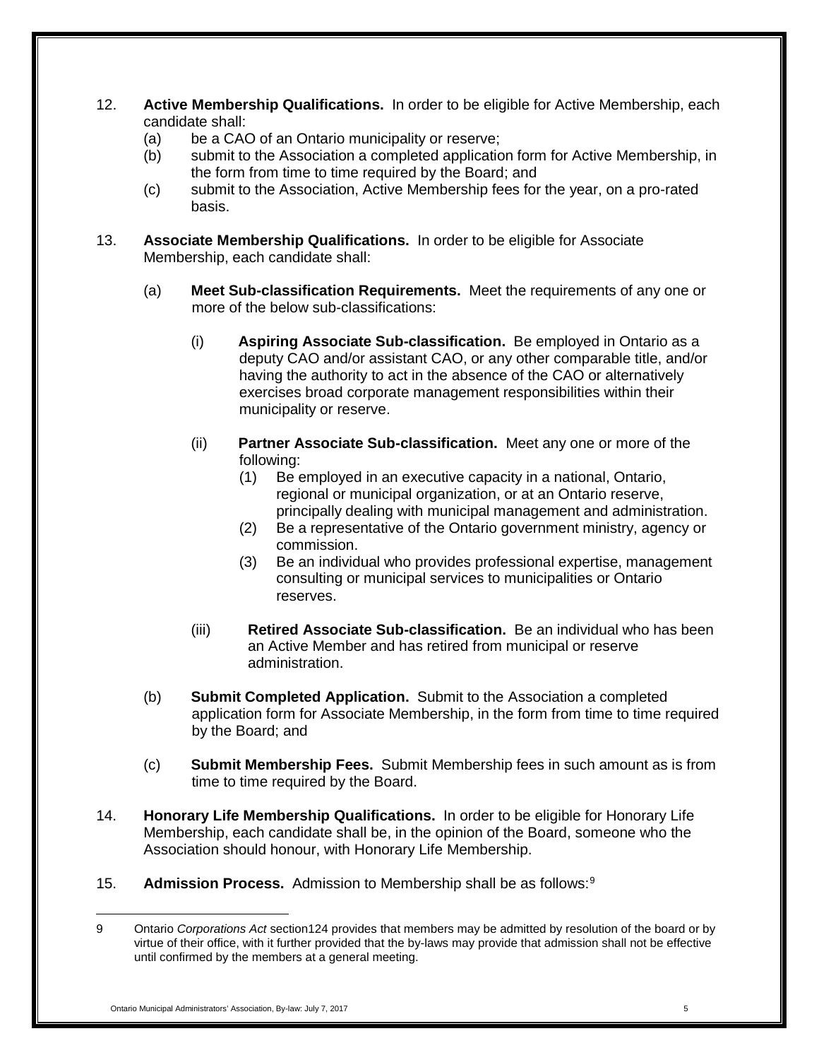12. **Active Membership Qualifications.** In order to be eligible for Active Membership, each candidate shall:
    (a) be a CAO of an Ontario municipality or reserve;
    (b) submit to the Association a completed application form for Active Membership, in the form from time to time required by the Board; and
    (c) submit to the Association, Active Membership fees for the year, on a pro-rated basis.

13. **Associate Membership Qualifications.** In order to be eligible for Associate Membership, each candidate shall:

    (a) **Meet Sub-classification Requirements.** Meet the requirements of any one or more of the below sub-classifications:

    (i) **Aspiring Associate Sub-classification.** Be employed in Ontario as a deputy CAO and/or assistant CAO, or any other comparable title, and/or having the authority to act in the absence of the CAO or alternatively exercises broad corporate management responsibilities within their municipality or reserve.

    (ii) **Partner Associate Sub-classification.** Meet any one or more of the following:
    (1) Be employed in an executive capacity in a national, Ontario, regional or municipal organization, or at an Ontario reserve, principally dealing with municipal management and administration.
    (2) Be a representative of the Ontario government ministry, agency or commission.
    (3) Be an individual who provides professional expertise, management consulting or municipal services to municipalities or Ontario reserves.

    (iii) **Retired Associate Sub-classification.** Be an individual who has been an Active Member and has retired from municipal or reserve administration.

    (b) **Submit Completed Application.** Submit to the Association a completed application form for Associate Membership, in the form from time to time required by the Board; and

    (c) **Submit Membership Fees.** Submit Membership fees in such amount as is from time to time required by the Board.

14. **Honorary Life Membership Qualifications.** In order to be eligible for Honorary Life Membership, each candidate shall be, in the opinion of the Board, someone who the Association should honour, with Honorary Life Membership.

15. **Admission Process.** Admission to Membership shall be as follows:[9]

---

9 Ontario *Corporations Act* section124 provides that members may be admitted by resolution of the board or by virtue of their office, with it further provided that the by-laws may provide that admission shall not be effective until confirmed by the members at a general meeting.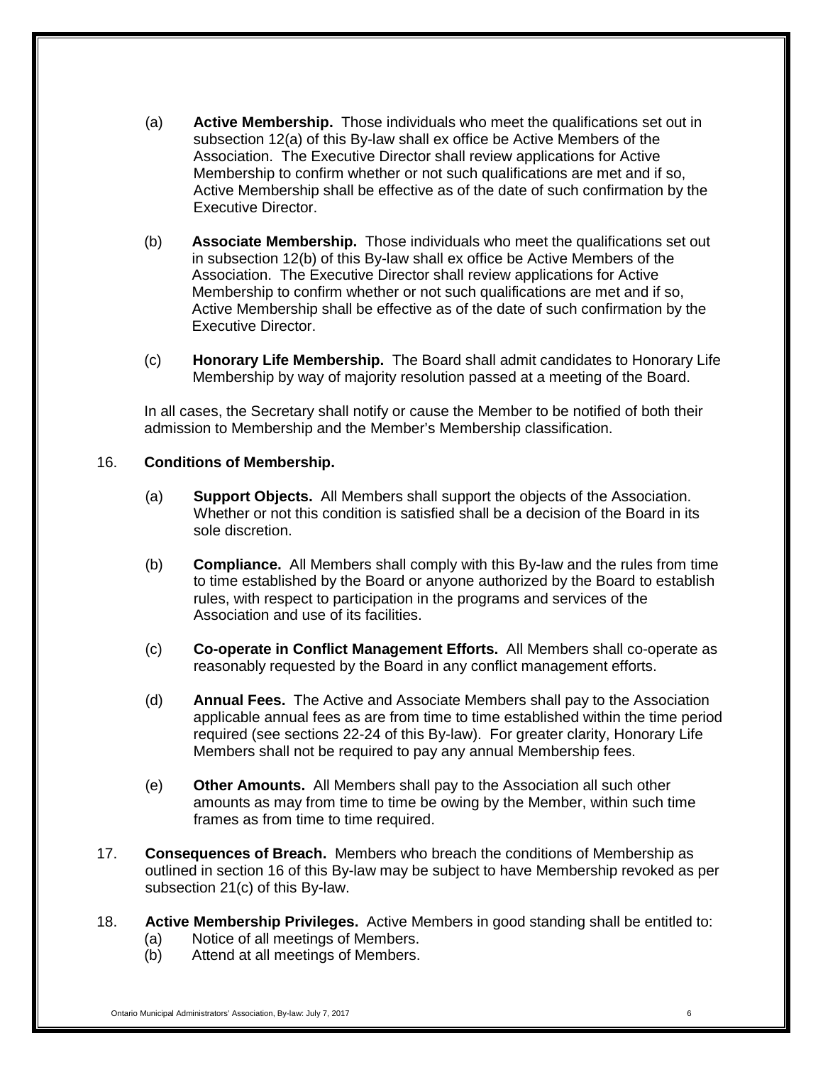(a) **Active Membership.** Those individuals who meet the qualifications set out in subsection 12(a) of this By-law shall ex office be Active Members of the Association. The Executive Director shall review applications for Active Membership to confirm whether or not such qualifications are met and if so, Active Membership shall be effective as of the date of such confirmation by the Executive Director.

(b) **Associate Membership.** Those individuals who meet the qualifications set out in subsection 12(b) of this By-law shall ex office be Active Members of the Association. The Executive Director shall review applications for Active Membership to confirm whether or not such qualifications are met and if so, Active Membership shall be effective as of the date of such confirmation by the Executive Director.

(c) **Honorary Life Membership.** The Board shall admit candidates to Honorary Life Membership by way of majority resolution passed at a meeting of the Board.

In all cases, the Secretary shall notify or cause the Member to be notified of both their admission to Membership and the Member's Membership classification.

16. **Conditions of Membership.**

(a) **Support Objects.** All Members shall support the objects of the Association. Whether or not this condition is satisfied shall be a decision of the Board in its sole discretion.

(b) **Compliance.** All Members shall comply with this By-law and the rules from time to time established by the Board or anyone authorized by the Board to establish rules, with respect to participation in the programs and services of the Association and use of its facilities.

(c) **Co-operate in Conflict Management Efforts.** All Members shall co-operate as reasonably requested by the Board in any conflict management efforts.

(d) **Annual Fees.** The Active and Associate Members shall pay to the Association applicable annual fees as are from time to time established within the time period required (see sections 22-24 of this By-law). For greater clarity, Honorary Life Members shall not be required to pay any annual Membership fees.

(e) **Other Amounts.** All Members shall pay to the Association all such other amounts as may from time to time be owing by the Member, within such time frames as from time to time required.

17. **Consequences of Breach.** Members who breach the conditions of Membership as outlined in section 16 of this By-law may be subject to have Membership revoked as per subsection 21(c) of this By-law.

18. **Active Membership Privileges.** Active Members in good standing shall be entitled to:

(a) Notice of all meetings of Members.

(b) Attend at all meetings of Members.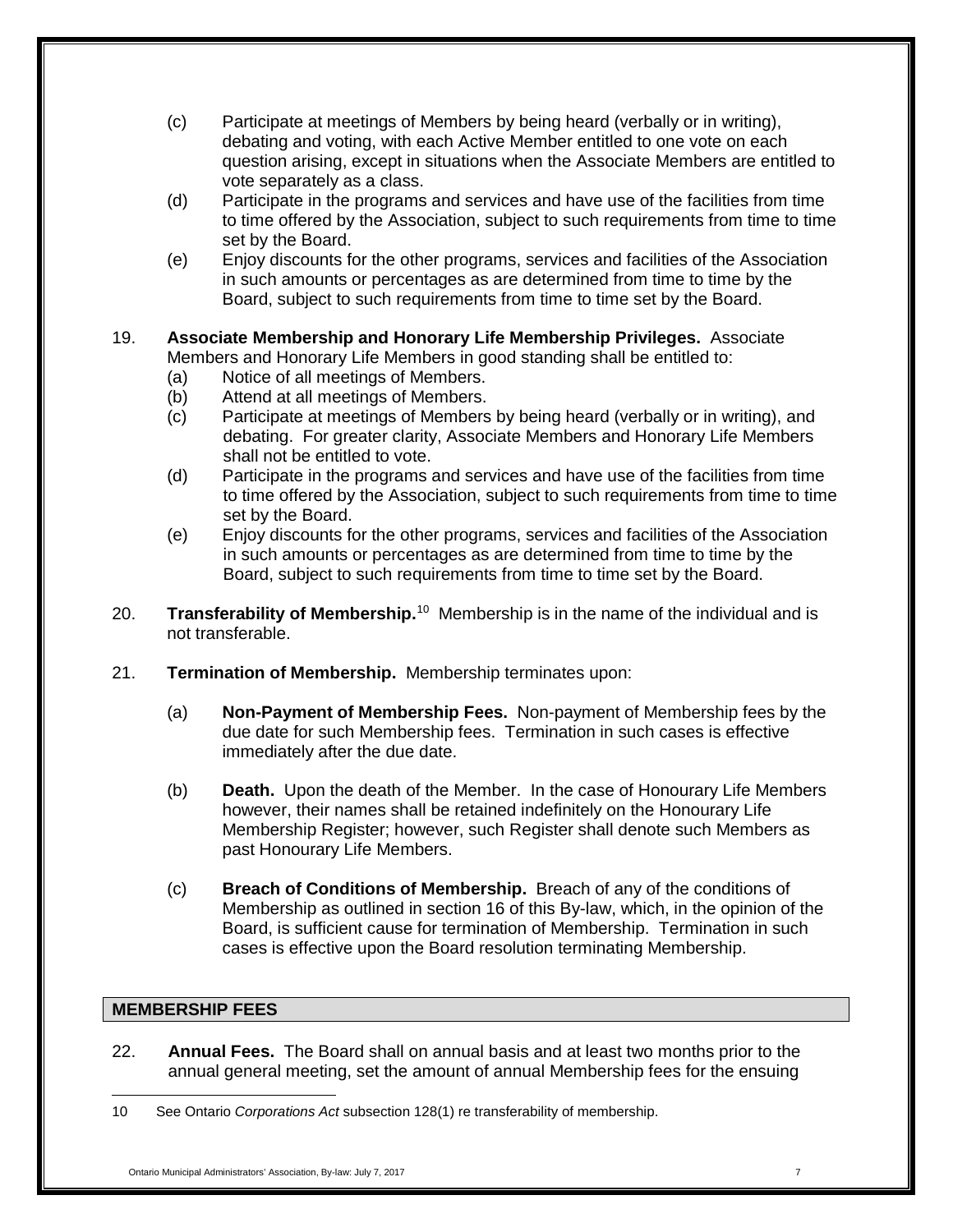(c) Participate at meetings of Members by being heard (verbally or in writing), debating and voting, with each Active Member entitled to one vote on each question arising, except in situations when the Associate Members are entitled to vote separately as a class.

(d) Participate in the programs and services and have use of the facilities from time to time offered by the Association, subject to such requirements from time to time set by the Board.

(e) Enjoy discounts for the other programs, services and facilities of the Association in such amounts or percentages as are determined from time to time by the Board, subject to such requirements from time to time set by the Board.

19. **Associate Membership and Honorary Life Membership Privileges.** Associate Members and Honorary Life Members in good standing shall be entitled to:

(a) Notice of all meetings of Members.

(b) Attend at all meetings of Members.

(c) Participate at meetings of Members by being heard (verbally or in writing), and debating. For greater clarity, Associate Members and Honorary Life Members shall not be entitled to vote.

(d) Participate in the programs and services and have use of the facilities from time to time offered by the Association, subject to such requirements from time to time set by the Board.

(e) Enjoy discounts for the other programs, services and facilities of the Association in such amounts or percentages as are determined from time to time by the Board, subject to such requirements from time to time set by the Board.

20. **Transferability of Membership.**[10] Membership is in the name of the individual and is not transferable.

21. **Termination of Membership.** Membership terminates upon:

(a) **Non-Payment of Membership Fees.** Non-payment of Membership fees by the due date for such Membership fees. Termination in such cases is effective immediately after the due date.

(b) **Death.** Upon the death of the Member. In the case of Honourary Life Members however, their names shall be retained indefinitely on the Honourary Life Membership Register; however, such Register shall denote such Members as past Honourary Life Members.

(c) **Breach of Conditions of Membership.** Breach of any of the conditions of Membership as outlined in section 16 of this By-law, which, in the opinion of the Board, is sufficient cause for termination of Membership. Termination in such cases is effective upon the Board resolution terminating Membership.

## MEMBERSHIP FEES

22. **Annual Fees.** The Board shall on annual basis and at least two months prior to the annual general meeting, set the amount of annual Membership fees for the ensuing

---

10 See Ontario *Corporations Act* subsection 128(1) re transferability of membership.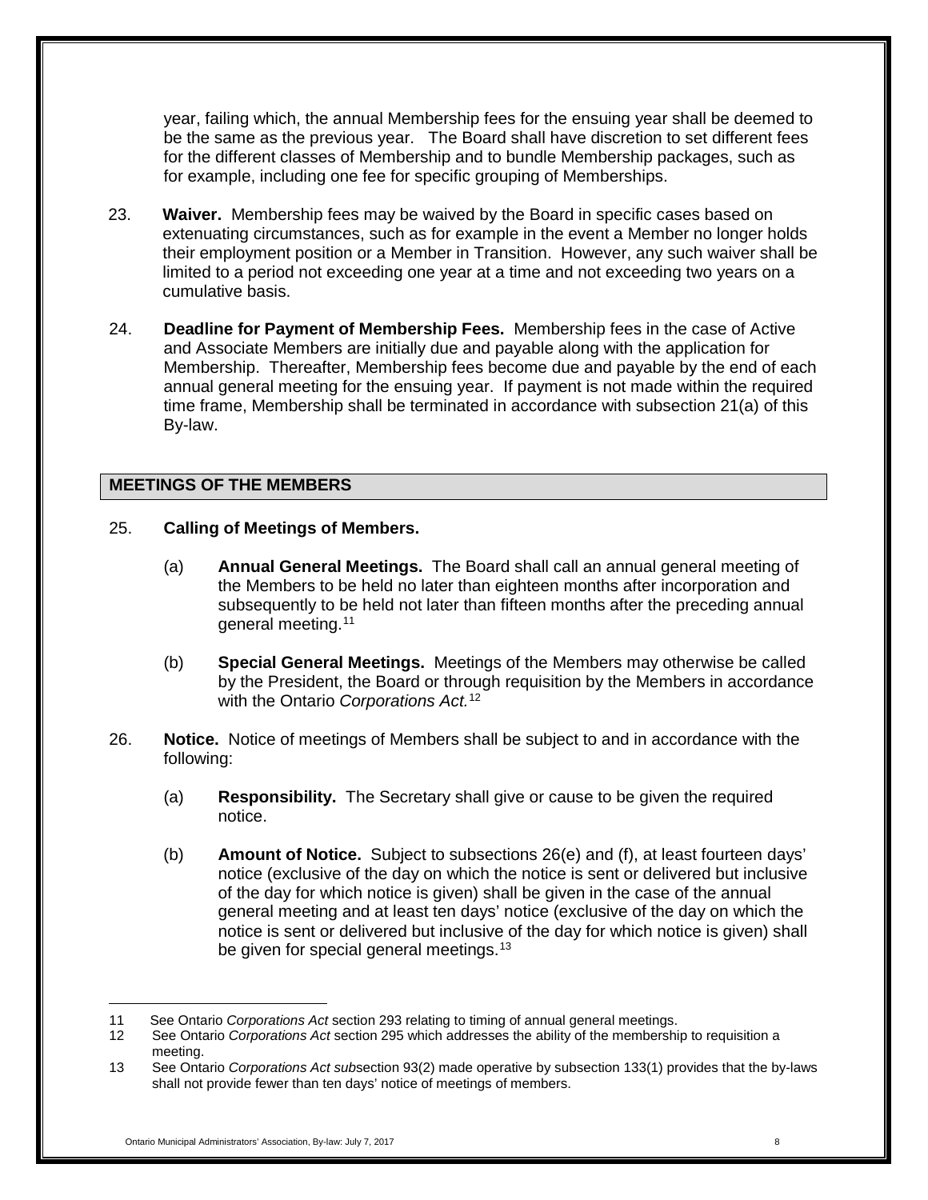year, failing which, the annual Membership fees for the ensuing year shall be deemed to be the same as the previous year. The Board shall have discretion to set different fees for the different classes of Membership and to bundle Membership packages, such as for example, including one fee for specific grouping of Memberships.

23. **Waiver.** Membership fees may be waived by the Board in specific cases based on extenuating circumstances, such as for example in the event a Member no longer holds their employment position or a Member in Transition. However, any such waiver shall be limited to a period not exceeding one year at a time and not exceeding two years on a cumulative basis.

24. **Deadline for Payment of Membership Fees.** Membership fees in the case of Active and Associate Members are initially due and payable along with the application for Membership. Thereafter, Membership fees become due and payable by the end of each annual general meeting for the ensuing year. If payment is not made within the required time frame, Membership shall be terminated in accordance with subsection 21(a) of this By-law.

## MEETINGS OF THE MEMBERS

25. **Calling of Meetings of Members.**

    (a) **Annual General Meetings.** The Board shall call an annual general meeting of the Members to be held no later than eighteen months after incorporation and subsequently to be held not later than fifteen months after the preceding annual general meeting.[11]

    (b) **Special General Meetings.** Meetings of the Members may otherwise be called by the President, the Board or through requisition by the Members in accordance with the Ontario *Corporations Act.*[12]

26. **Notice.** Notice of meetings of Members shall be subject to and in accordance with the following:

    (a) **Responsibility.** The Secretary shall give or cause to be given the required notice.

    (b) **Amount of Notice.** Subject to subsections 26(e) and (f), at least fourteen days' notice (exclusive of the day on which the notice is sent or delivered but inclusive of the day for which notice is given) shall be given in the case of the annual general meeting and at least ten days' notice (exclusive of the day on which the notice is sent or delivered but inclusive of the day for which notice is given) shall be given for special general meetings.[13]

---

11 See Ontario *Corporations Act* section 293 relating to timing of annual general meetings.

12 See Ontario *Corporations Act* section 295 which addresses the ability of the membership to requisition a meeting.

13 See Ontario *Corporations Act sub*section 93(2) made operative by subsection 133(1) provides that the by-laws shall not provide fewer than ten days' notice of meetings of members.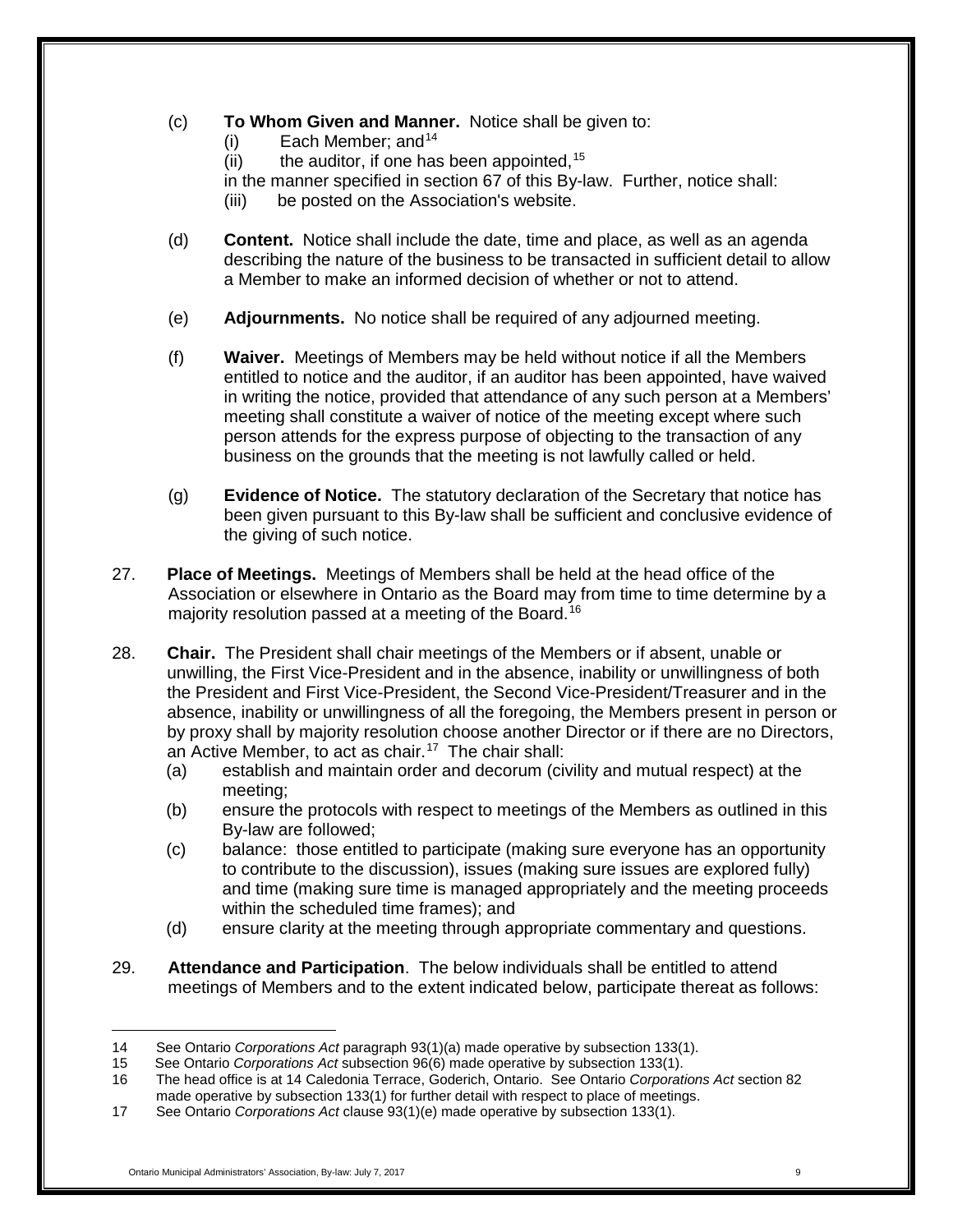(c) **To Whom Given and Manner.** Notice shall be given to:

(i) Each Member; and[14]

(ii) the auditor, if one has been appointed,[15]

in the manner specified in section 67 of this By-law. Further, notice shall:

(iii) be posted on the Association's website.

(d) **Content.** Notice shall include the date, time and place, as well as an agenda describing the nature of the business to be transacted in sufficient detail to allow a Member to make an informed decision of whether or not to attend.

(e) **Adjournments.** No notice shall be required of any adjourned meeting.

(f) **Waiver.** Meetings of Members may be held without notice if all the Members entitled to notice and the auditor, if an auditor has been appointed, have waived in writing the notice, provided that attendance of any such person at a Members' meeting shall constitute a waiver of notice of the meeting except where such person attends for the express purpose of objecting to the transaction of any business on the grounds that the meeting is not lawfully called or held.

(g) **Evidence of Notice.** The statutory declaration of the Secretary that notice has been given pursuant to this By-law shall be sufficient and conclusive evidence of the giving of such notice.

27. **Place of Meetings.** Meetings of Members shall be held at the head office of the Association or elsewhere in Ontario as the Board may from time to time determine by a majority resolution passed at a meeting of the Board.[16]

28. **Chair.** The President shall chair meetings of the Members or if absent, unable or unwilling, the First Vice-President and in the absence, inability or unwillingness of both the President and First Vice-President, the Second Vice-President/Treasurer and in the absence, inability or unwillingness of all the foregoing, the Members present in person or by proxy shall by majority resolution choose another Director or if there are no Directors, an Active Member, to act as chair.[17] The chair shall:

(a) establish and maintain order and decorum (civility and mutual respect) at the meeting;

(b) ensure the protocols with respect to meetings of the Members as outlined in this By-law are followed;

(c) balance: those entitled to participate (making sure everyone has an opportunity to contribute to the discussion), issues (making sure issues are explored fully) and time (making sure time is managed appropriately and the meeting proceeds within the scheduled time frames); and

(d) ensure clarity at the meeting through appropriate commentary and questions.

29. **Attendance and Participation**. The below individuals shall be entitled to attend meetings of Members and to the extent indicated below, participate thereat as follows:

---

14 See Ontario *Corporations Act* paragraph 93(1)(a) made operative by subsection 133(1).

15 See Ontario *Corporations Act* subsection 96(6) made operative by subsection 133(1).

16 The head office is at 14 Caledonia Terrace, Goderich, Ontario. See Ontario *Corporations Act* section 82 made operative by subsection 133(1) for further detail with respect to place of meetings.

17 See Ontario *Corporations Act* clause 93(1)(e) made operative by subsection 133(1).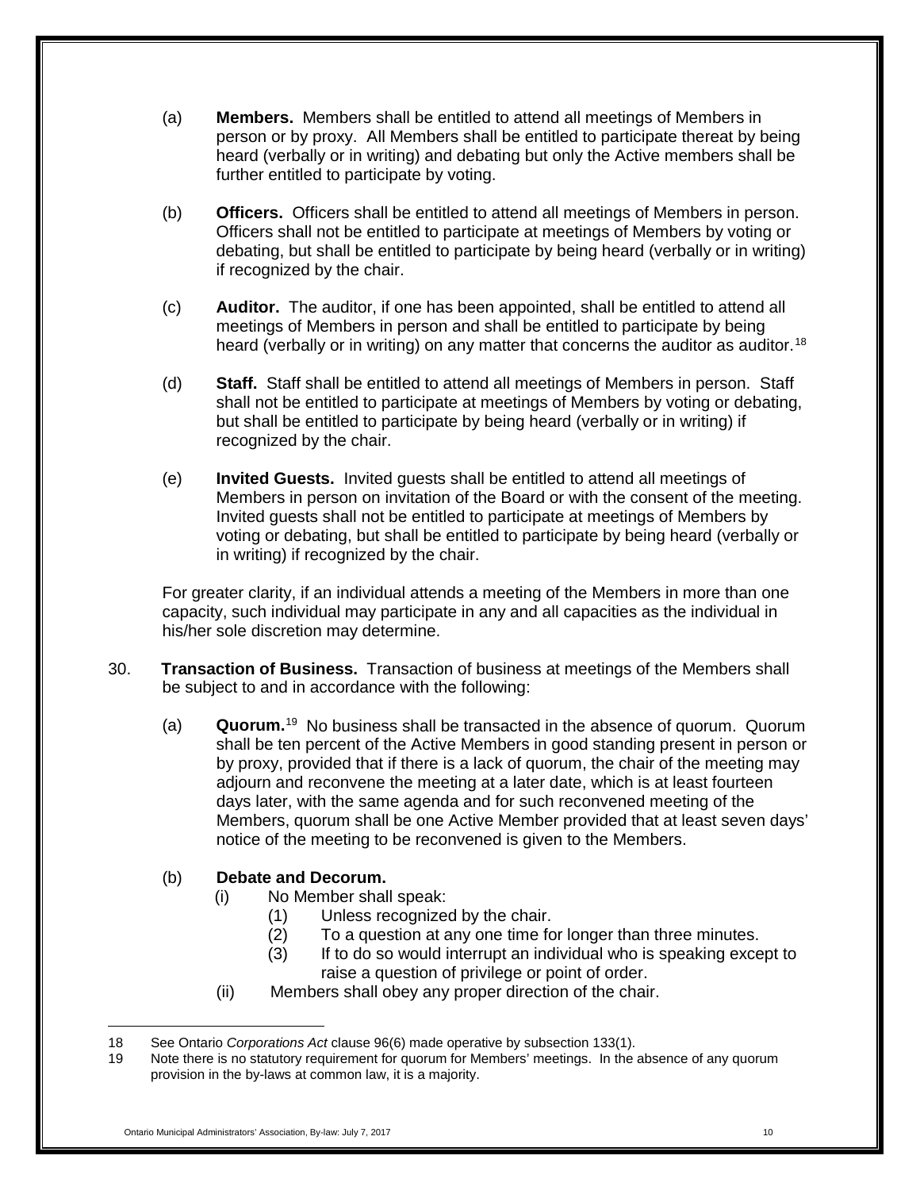(a) **Members.** Members shall be entitled to attend all meetings of Members in person or by proxy. All Members shall be entitled to participate thereat by being heard (verbally or in writing) and debating but only the Active members shall be further entitled to participate by voting.

(b) **Officers.** Officers shall be entitled to attend all meetings of Members in person. Officers shall not be entitled to participate at meetings of Members by voting or debating, but shall be entitled to participate by being heard (verbally or in writing) if recognized by the chair.

(c) **Auditor.** The auditor, if one has been appointed, shall be entitled to attend all meetings of Members in person and shall be entitled to participate by being heard (verbally or in writing) on any matter that concerns the auditor as auditor.[18]

(d) **Staff.** Staff shall be entitled to attend all meetings of Members in person. Staff shall not be entitled to participate at meetings of Members by voting or debating, but shall be entitled to participate by being heard (verbally or in writing) if recognized by the chair.

(e) **Invited Guests.** Invited guests shall be entitled to attend all meetings of Members in person on invitation of the Board or with the consent of the meeting. Invited guests shall not be entitled to participate at meetings of Members by voting or debating, but shall be entitled to participate by being heard (verbally or in writing) if recognized by the chair.

For greater clarity, if an individual attends a meeting of the Members in more than one capacity, such individual may participate in any and all capacities as the individual in his/her sole discretion may determine.

30. **Transaction of Business.** Transaction of business at meetings of the Members shall be subject to and in accordance with the following:

(a) **Quorum.**[19] No business shall be transacted in the absence of quorum. Quorum shall be ten percent of the Active Members in good standing present in person or by proxy, provided that if there is a lack of quorum, the chair of the meeting may adjourn and reconvene the meeting at a later date, which is at least fourteen days later, with the same agenda and for such reconvened meeting of the Members, quorum shall be one Active Member provided that at least seven days' notice of the meeting to be reconvened is given to the Members.

(b) **Debate and Decorum.**

(i) No Member shall speak:

(1) Unless recognized by the chair.

(2) To a question at any one time for longer than three minutes.

(3) If to do so would interrupt an individual who is speaking except to raise a question of privilege or point of order.

(ii) Members shall obey any proper direction of the chair.

---

18 See Ontario *Corporations Act* clause 96(6) made operative by subsection 133(1).

19 Note there is no statutory requirement for quorum for Members' meetings. In the absence of any quorum provision in the by-laws at common law, it is a majority.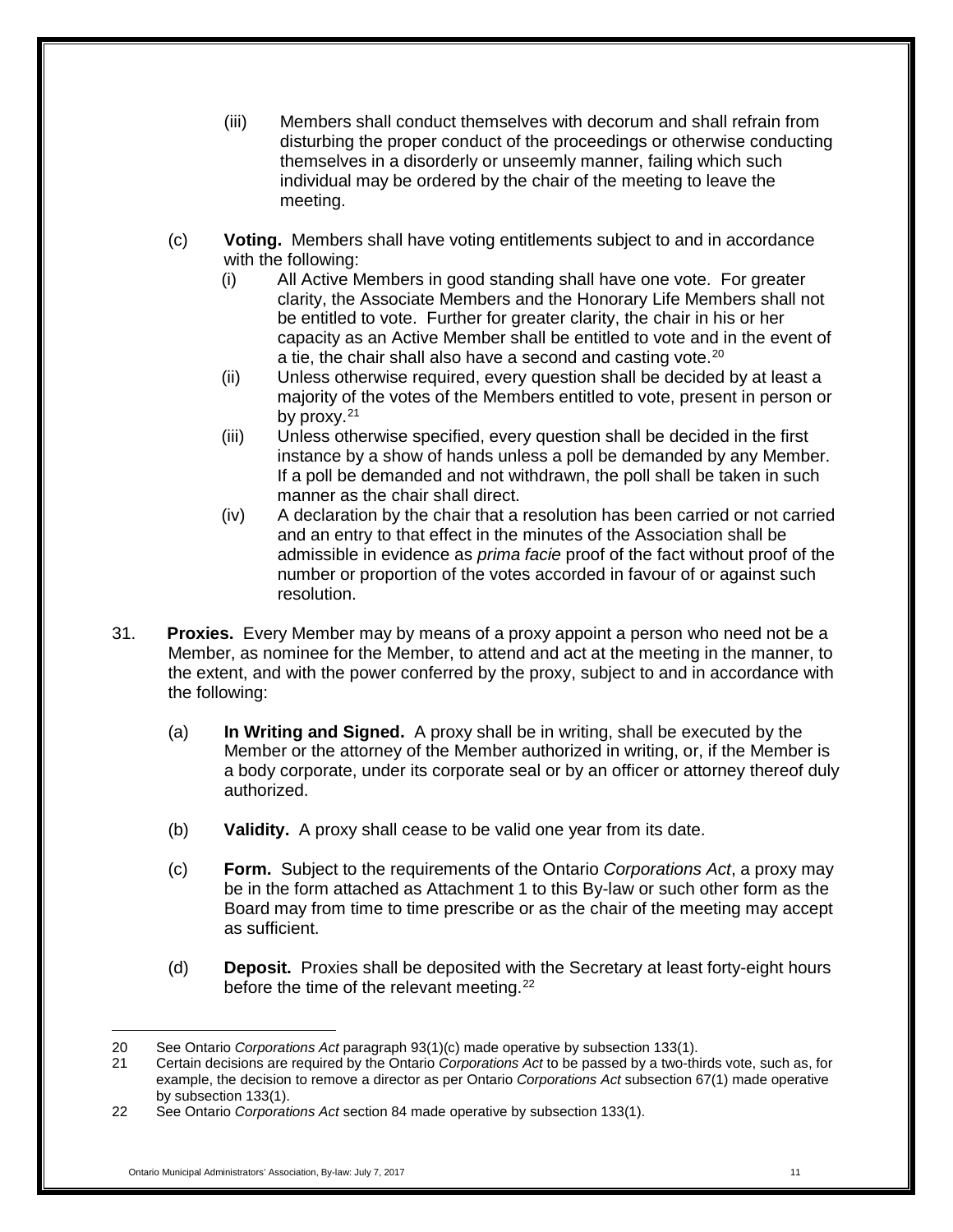(iii) Members shall conduct themselves with decorum and shall refrain from disturbing the proper conduct of the proceedings or otherwise conducting themselves in a disorderly or unseemly manner, failing which such individual may be ordered by the chair of the meeting to leave the meeting.

(c) **Voting.** Members shall have voting entitlements subject to and in accordance with the following:

(i) All Active Members in good standing shall have one vote. For greater clarity, the Associate Members and the Honorary Life Members shall not be entitled to vote. Further for greater clarity, the chair in his or her capacity as an Active Member shall be entitled to vote and in the event of a tie, the chair shall also have a second and casting vote.[20]

(ii) Unless otherwise required, every question shall be decided by at least a majority of the votes of the Members entitled to vote, present in person or by proxy.[21]

(iii) Unless otherwise specified, every question shall be decided in the first instance by a show of hands unless a poll be demanded by any Member. If a poll be demanded and not withdrawn, the poll shall be taken in such manner as the chair shall direct.

(iv) A declaration by the chair that a resolution has been carried or not carried and an entry to that effect in the minutes of the Association shall be admissible in evidence as *prima facie* proof of the fact without proof of the number or proportion of the votes accorded in favour of or against such resolution.

31. **Proxies.** Every Member may by means of a proxy appoint a person who need not be a Member, as nominee for the Member, to attend and act at the meeting in the manner, to the extent, and with the power conferred by the proxy, subject to and in accordance with the following:

(a) **In Writing and Signed.** A proxy shall be in writing, shall be executed by the Member or the attorney of the Member authorized in writing, or, if the Member is a body corporate, under its corporate seal or by an officer or attorney thereof duly authorized.

(b) **Validity.** A proxy shall cease to be valid one year from its date.

(c) **Form.** Subject to the requirements of the Ontario *Corporations Act*, a proxy may be in the form attached as Attachment 1 to this By-law or such other form as the Board may from time to time prescribe or as the chair of the meeting may accept as sufficient.

(d) **Deposit.** Proxies shall be deposited with the Secretary at least forty-eight hours before the time of the relevant meeting.[22]

---

20 See Ontario *Corporations Act* paragraph 93(1)(c) made operative by subsection 133(1).

21 Certain decisions are required by the Ontario *Corporations Act* to be passed by a two-thirds vote, such as, for example, the decision to remove a director as per Ontario *Corporations Act* subsection 67(1) made operative by subsection 133(1).

22 See Ontario *Corporations Act* section 84 made operative by subsection 133(1).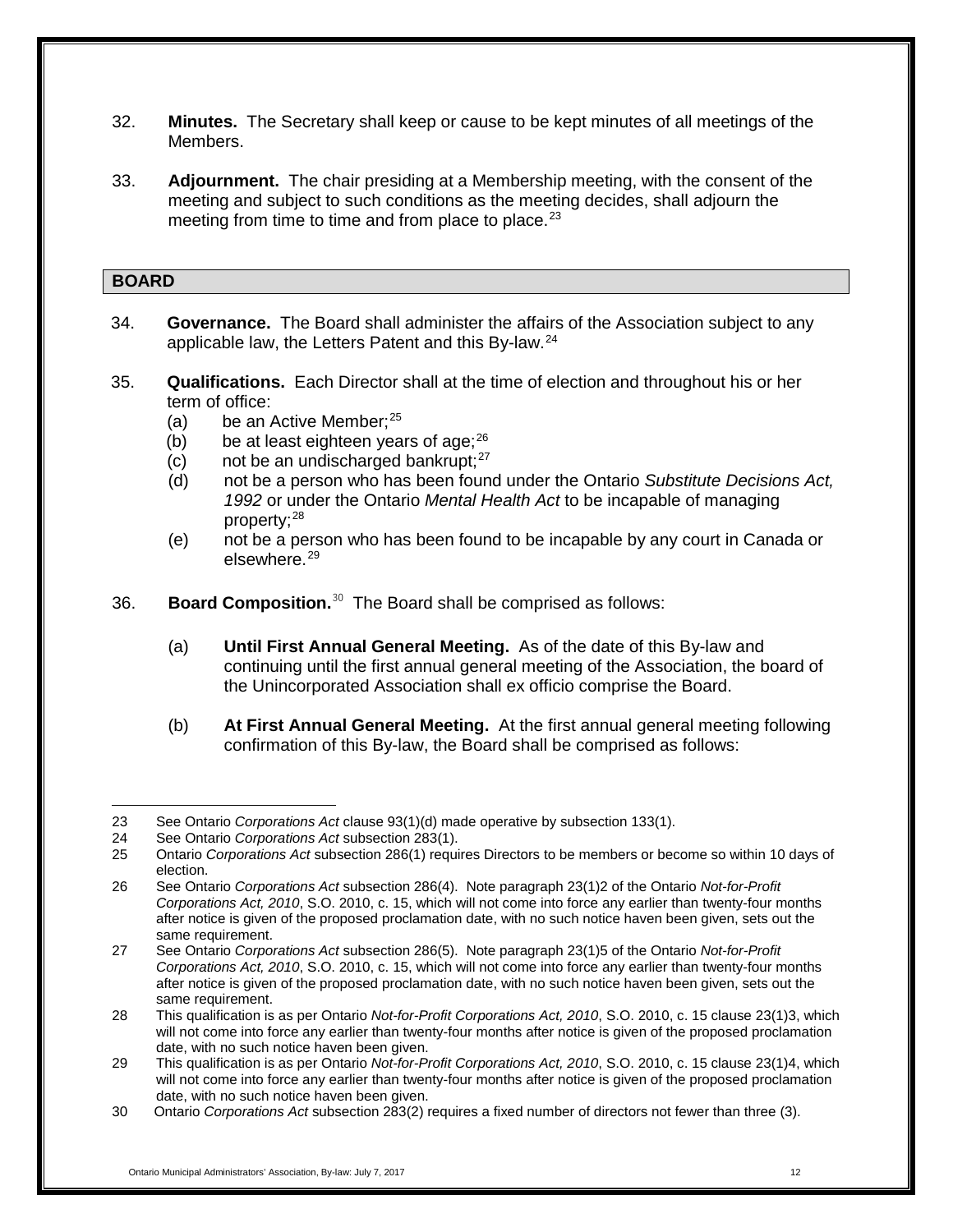32. **Minutes.** The Secretary shall keep or cause to be kept minutes of all meetings of the Members.

33. **Adjournment.** The chair presiding at a Membership meeting, with the consent of the meeting and subject to such conditions as the meeting decides, shall adjourn the meeting from time to time and from place to place.[23]

## BOARD

34. **Governance.** The Board shall administer the affairs of the Association subject to any applicable law, the Letters Patent and this By-law.[24]

35. **Qualifications.** Each Director shall at the time of election and throughout his or her term of office:
    - (a) be an Active Member;[25]
    - (b) be at least eighteen years of age;[26]
    - (c) not be an undischarged bankrupt;[27]
    - (d) not be a person who has been found under the Ontario *Substitute Decisions Act, 1992* or under the Ontario *Mental Health Act* to be incapable of managing property;[28]
    - (e) not be a person who has been found to be incapable by any court in Canada or elsewhere.[29]

36. **Board Composition.**[30] The Board shall be comprised as follows:

    (a) **Until First Annual General Meeting.** As of the date of this By-law and continuing until the first annual general meeting of the Association, the board of the Unincorporated Association shall ex officio comprise the Board.

    (b) **At First Annual General Meeting.** At the first annual general meeting following confirmation of this By-law, the Board shall be comprised as follows:

---

23 See Ontario *Corporations Act* clause 93(1)(d) made operative by subsection 133(1).

24 See Ontario *Corporations Act* subsection 283(1).

25 Ontario *Corporations Act* subsection 286(1) requires Directors to be members or become so within 10 days of election.

26 See Ontario *Corporations Act* subsection 286(4). Note paragraph 23(1)2 of the Ontario *Not-for-Profit Corporations Act, 2010*, S.O. 2010, c. 15, which will not come into force any earlier than twenty-four months after notice is given of the proposed proclamation date, with no such notice haven been given, sets out the same requirement.

27 See Ontario *Corporations Act* subsection 286(5). Note paragraph 23(1)5 of the Ontario *Not-for-Profit Corporations Act, 2010*, S.O. 2010, c. 15, which will not come into force any earlier than twenty-four months after notice is given of the proposed proclamation date, with no such notice haven been given, sets out the same requirement.

28 This qualification is as per Ontario *Not-for-Profit Corporations Act, 2010*, S.O. 2010, c. 15 clause 23(1)3, which will not come into force any earlier than twenty-four months after notice is given of the proposed proclamation date, with no such notice haven been given.

29 This qualification is as per Ontario *Not-for-Profit Corporations Act, 2010*, S.O. 2010, c. 15 clause 23(1)4, which will not come into force any earlier than twenty-four months after notice is given of the proposed proclamation date, with no such notice haven been given.

30 Ontario *Corporations Act* subsection 283(2) requires a fixed number of directors not fewer than three (3).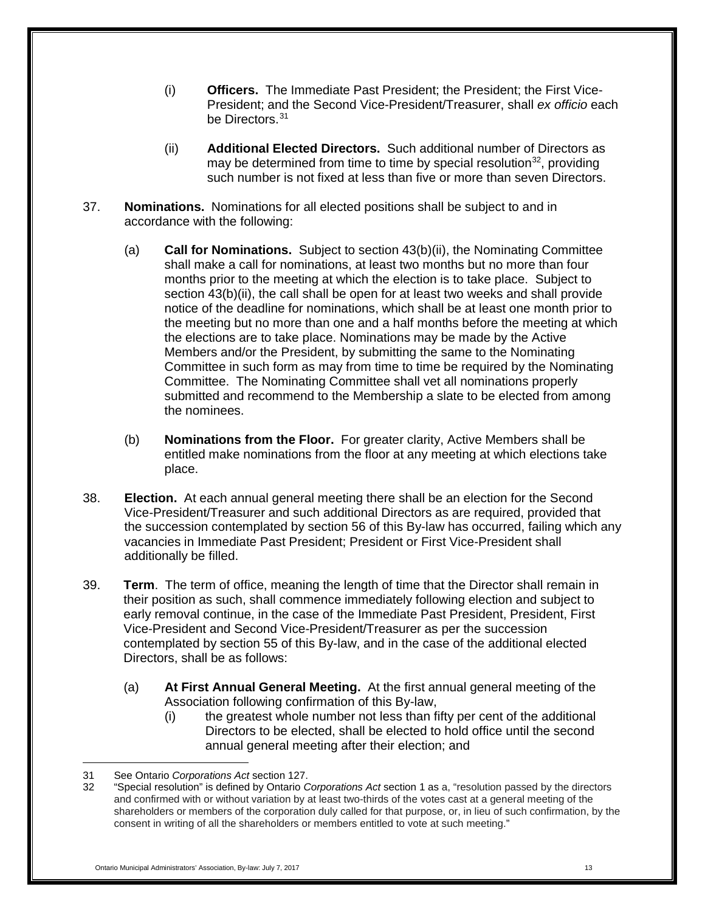(i) **Officers.** The Immediate Past President; the President; the First Vice-President; and the Second Vice-President/Treasurer, shall *ex officio* each be Directors.[31]

(ii) **Additional Elected Directors.** Such additional number of Directors as may be determined from time to time by special resolution[32], providing such number is not fixed at less than five or more than seven Directors.

37. **Nominations.** Nominations for all elected positions shall be subject to and in accordance with the following:

(a) **Call for Nominations.** Subject to section 43(b)(ii), the Nominating Committee shall make a call for nominations, at least two months but no more than four months prior to the meeting at which the election is to take place. Subject to section 43(b)(ii), the call shall be open for at least two weeks and shall provide notice of the deadline for nominations, which shall be at least one month prior to the meeting but no more than one and a half months before the meeting at which the elections are to take place. Nominations may be made by the Active Members and/or the President, by submitting the same to the Nominating Committee in such form as may from time to time be required by the Nominating Committee. The Nominating Committee shall vet all nominations properly submitted and recommend to the Membership a slate to be elected from among the nominees.

(b) **Nominations from the Floor.** For greater clarity, Active Members shall be entitled make nominations from the floor at any meeting at which elections take place.

38. **Election.** At each annual general meeting there shall be an election for the Second Vice-President/Treasurer and such additional Directors as are required, provided that the succession contemplated by section 56 of this By-law has occurred, failing which any vacancies in Immediate Past President; President or First Vice-President shall additionally be filled.

39. **Term**. The term of office, meaning the length of time that the Director shall remain in their position as such, shall commence immediately following election and subject to early removal continue, in the case of the Immediate Past President, President, First Vice-President and Second Vice-President/Treasurer as per the succession contemplated by section 55 of this By-law, and in the case of the additional elected Directors, shall be as follows:

(a) **At First Annual General Meeting.** At the first annual general meeting of the Association following confirmation of this By-law,

(i) the greatest whole number not less than fifty per cent of the additional Directors to be elected, shall be elected to hold office until the second annual general meeting after their election; and

---

31 See Ontario *Corporations Act* section 127.

32 "Special resolution" is defined by Ontario *Corporations Act* section 1 as a, "resolution passed by the directors and confirmed with or without variation by at least two-thirds of the votes cast at a general meeting of the shareholders or members of the corporation duly called for that purpose, or, in lieu of such confirmation, by the consent in writing of all the shareholders or members entitled to vote at such meeting."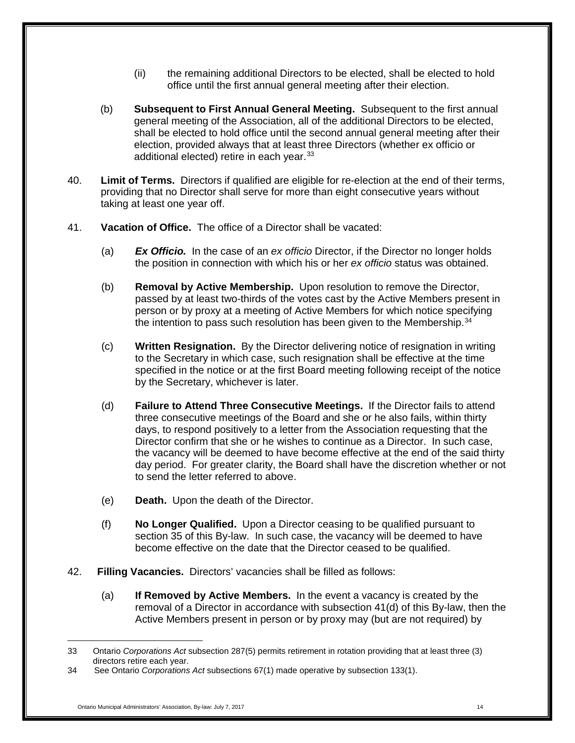(ii) the remaining additional Directors to be elected, shall be elected to hold office until the first annual general meeting after their election.

(b) **Subsequent to First Annual General Meeting.** Subsequent to the first annual general meeting of the Association, all of the additional Directors to be elected, shall be elected to hold office until the second annual general meeting after their election, provided always that at least three Directors (whether ex officio or additional elected) retire in each year.[33]

40. **Limit of Terms.** Directors if qualified are eligible for re-election at the end of their terms, providing that no Director shall serve for more than eight consecutive years without taking at least one year off.

41. **Vacation of Office.** The office of a Director shall be vacated:

(a) ***Ex Officio.*** In the case of an *ex officio* Director, if the Director no longer holds the position in connection with which his or her *ex officio* status was obtained.

(b) **Removal by Active Membership.** Upon resolution to remove the Director, passed by at least two-thirds of the votes cast by the Active Members present in person or by proxy at a meeting of Active Members for which notice specifying the intention to pass such resolution has been given to the Membership.[34]

(c) **Written Resignation.** By the Director delivering notice of resignation in writing to the Secretary in which case, such resignation shall be effective at the time specified in the notice or at the first Board meeting following receipt of the notice by the Secretary, whichever is later.

(d) **Failure to Attend Three Consecutive Meetings.** If the Director fails to attend three consecutive meetings of the Board and she or he also fails, within thirty days, to respond positively to a letter from the Association requesting that the Director confirm that she or he wishes to continue as a Director. In such case, the vacancy will be deemed to have become effective at the end of the said thirty day period. For greater clarity, the Board shall have the discretion whether or not to send the letter referred to above.

(e) **Death.** Upon the death of the Director.

(f) **No Longer Qualified.** Upon a Director ceasing to be qualified pursuant to section 35 of this By-law. In such case, the vacancy will be deemed to have become effective on the date that the Director ceased to be qualified.

42. **Filling Vacancies.** Directors' vacancies shall be filled as follows:

(a) **If Removed by Active Members.** In the event a vacancy is created by the removal of a Director in accordance with subsection 41(d) of this By-law, then the Active Members present in person or by proxy may (but are not required) by

---

33 Ontario *Corporations Act* subsection 287(5) permits retirement in rotation providing that at least three (3) directors retire each year.

34 See Ontario *Corporations Act* subsections 67(1) made operative by subsection 133(1).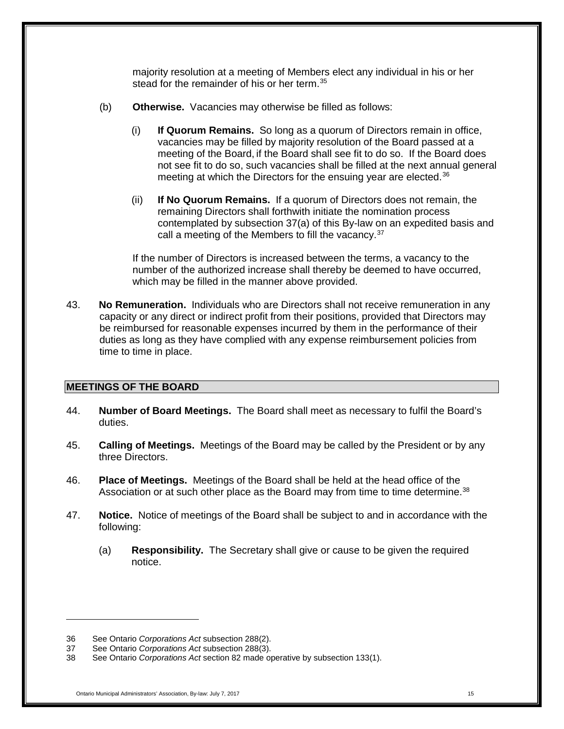majority resolution at a meeting of Members elect any individual in his or her stead for the remainder of his or her term.[35]

(b) **Otherwise.** Vacancies may otherwise be filled as follows:

(i) **If Quorum Remains.** So long as a quorum of Directors remain in office, vacancies may be filled by majority resolution of the Board passed at a meeting of the Board, if the Board shall see fit to do so. If the Board does not see fit to do so, such vacancies shall be filled at the next annual general meeting at which the Directors for the ensuing year are elected.[36]

(ii) **If No Quorum Remains.** If a quorum of Directors does not remain, the remaining Directors shall forthwith initiate the nomination process contemplated by subsection 37(a) of this By-law on an expedited basis and call a meeting of the Members to fill the vacancy.[37]

If the number of Directors is increased between the terms, a vacancy to the number of the authorized increase shall thereby be deemed to have occurred, which may be filled in the manner above provided.

43. **No Remuneration.** Individuals who are Directors shall not receive remuneration in any capacity or any direct or indirect profit from their positions, provided that Directors may be reimbursed for reasonable expenses incurred by them in the performance of their duties as long as they have complied with any expense reimbursement policies from time to time in place.

## MEETINGS OF THE BOARD

44. **Number of Board Meetings.** The Board shall meet as necessary to fulfil the Board's duties.

45. **Calling of Meetings.** Meetings of the Board may be called by the President or by any three Directors.

46. **Place of Meetings.** Meetings of the Board shall be held at the head office of the Association or at such other place as the Board may from time to time determine.[38]

47. **Notice.** Notice of meetings of the Board shall be subject to and in accordance with the following:

(a) **Responsibility.** The Secretary shall give or cause to be given the required notice.

---

36 See Ontario *Corporations Act* subsection 288(2).

37 See Ontario *Corporations Act* subsection 288(3).

38 See Ontario *Corporations Act* section 82 made operative by subsection 133(1).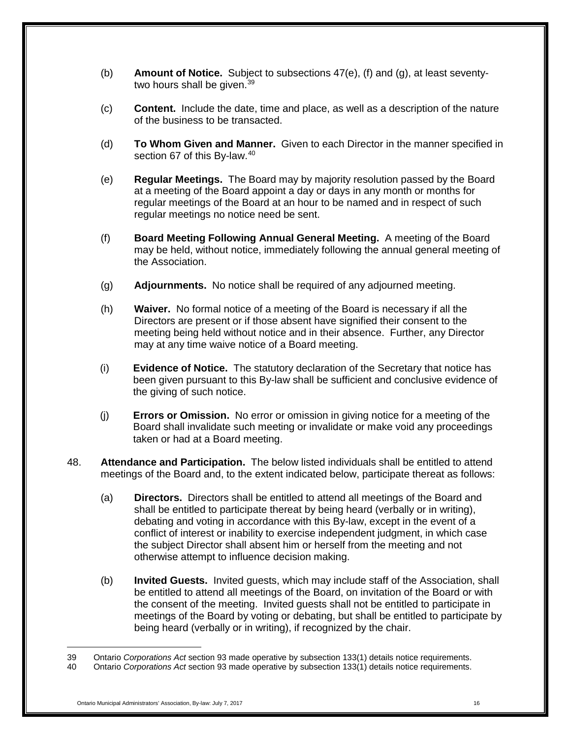(b) **Amount of Notice.** Subject to subsections 47(e), (f) and (g), at least seventy-two hours shall be given.[39]

(c) **Content.** Include the date, time and place, as well as a description of the nature of the business to be transacted.

(d) **To Whom Given and Manner.** Given to each Director in the manner specified in section 67 of this By-law.[40]

(e) **Regular Meetings.** The Board may by majority resolution passed by the Board at a meeting of the Board appoint a day or days in any month or months for regular meetings of the Board at an hour to be named and in respect of such regular meetings no notice need be sent.

(f) **Board Meeting Following Annual General Meeting.** A meeting of the Board may be held, without notice, immediately following the annual general meeting of the Association.

(g) **Adjournments.** No notice shall be required of any adjourned meeting.

(h) **Waiver.** No formal notice of a meeting of the Board is necessary if all the Directors are present or if those absent have signified their consent to the meeting being held without notice and in their absence. Further, any Director may at any time waive notice of a Board meeting.

(i) **Evidence of Notice.** The statutory declaration of the Secretary that notice has been given pursuant to this By-law shall be sufficient and conclusive evidence of the giving of such notice.

(j) **Errors or Omission.** No error or omission in giving notice for a meeting of the Board shall invalidate such meeting or invalidate or make void any proceedings taken or had at a Board meeting.

48. **Attendance and Participation.** The below listed individuals shall be entitled to attend meetings of the Board and, to the extent indicated below, participate thereat as follows:

(a) **Directors.** Directors shall be entitled to attend all meetings of the Board and shall be entitled to participate thereat by being heard (verbally or in writing), debating and voting in accordance with this By-law, except in the event of a conflict of interest or inability to exercise independent judgment, in which case the subject Director shall absent him or herself from the meeting and not otherwise attempt to influence decision making.

(b) **Invited Guests.** Invited guests, which may include staff of the Association, shall be entitled to attend all meetings of the Board, on invitation of the Board or with the consent of the meeting. Invited guests shall not be entitled to participate in meetings of the Board by voting or debating, but shall be entitled to participate by being heard (verbally or in writing), if recognized by the chair.

---

39 Ontario *Corporations Act* section 93 made operative by subsection 133(1) details notice requirements.

40 Ontario *Corporations Act* section 93 made operative by subsection 133(1) details notice requirements.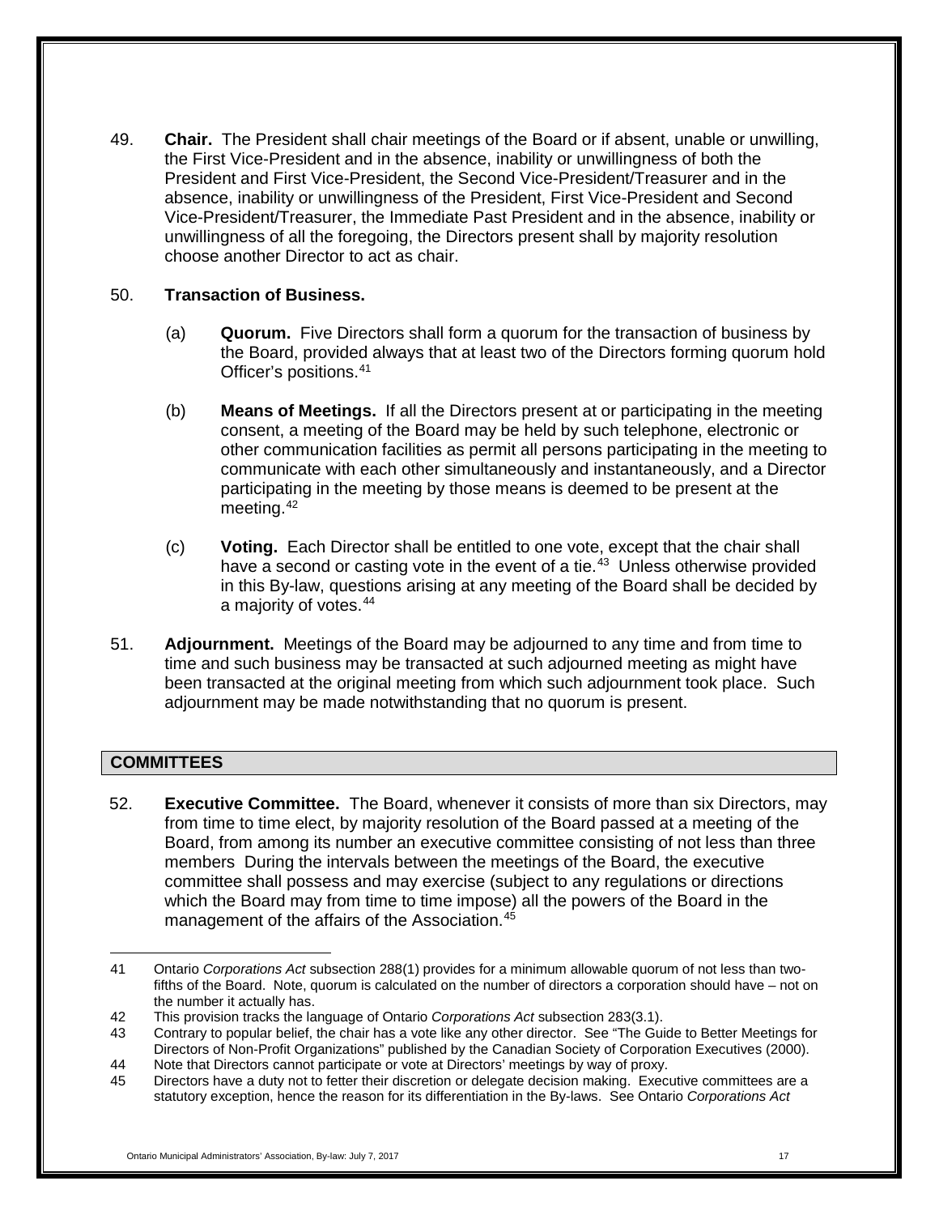49. **Chair.** The President shall chair meetings of the Board or if absent, unable or unwilling, the First Vice-President and in the absence, inability or unwillingness of both the President and First Vice-President, the Second Vice-President/Treasurer and in the absence, inability or unwillingness of the President, First Vice-President and Second Vice-President/Treasurer, the Immediate Past President and in the absence, inability or unwillingness of all the foregoing, the Directors present shall by majority resolution choose another Director to act as chair.

50. **Transaction of Business.**

    (a) **Quorum.** Five Directors shall form a quorum for the transaction of business by the Board, provided always that at least two of the Directors forming quorum hold Officer's positions.[41]

    (b) **Means of Meetings.** If all the Directors present at or participating in the meeting consent, a meeting of the Board may be held by such telephone, electronic or other communication facilities as permit all persons participating in the meeting to communicate with each other simultaneously and instantaneously, and a Director participating in the meeting by those means is deemed to be present at the meeting.[42]

    (c) **Voting.** Each Director shall be entitled to one vote, except that the chair shall have a second or casting vote in the event of a tie.[43] Unless otherwise provided in this By-law, questions arising at any meeting of the Board shall be decided by a majority of votes.[44]

51. **Adjournment.** Meetings of the Board may be adjourned to any time and from time to time and such business may be transacted at such adjourned meeting as might have been transacted at the original meeting from which such adjournment took place. Such adjournment may be made notwithstanding that no quorum is present.

## COMMITTEES

52. **Executive Committee.** The Board, whenever it consists of more than six Directors, may from time to time elect, by majority resolution of the Board passed at a meeting of the Board, from among its number an executive committee consisting of not less than three members During the intervals between the meetings of the Board, the executive committee shall possess and may exercise (subject to any regulations or directions which the Board may from time to time impose) all the powers of the Board in the management of the affairs of the Association.[45]

---

41 Ontario *Corporations Act* subsection 288(1) provides for a minimum allowable quorum of not less than two-fifths of the Board. Note, quorum is calculated on the number of directors a corporation should have – not on the number it actually has.

42 This provision tracks the language of Ontario *Corporations Act* subsection 283(3.1).

43 Contrary to popular belief, the chair has a vote like any other director. See "The Guide to Better Meetings for Directors of Non-Profit Organizations" published by the Canadian Society of Corporation Executives (2000).

44 Note that Directors cannot participate or vote at Directors' meetings by way of proxy.

45 Directors have a duty not to fetter their discretion or delegate decision making. Executive committees are a statutory exception, hence the reason for its differentiation in the By-laws. See Ontario *Corporations Act*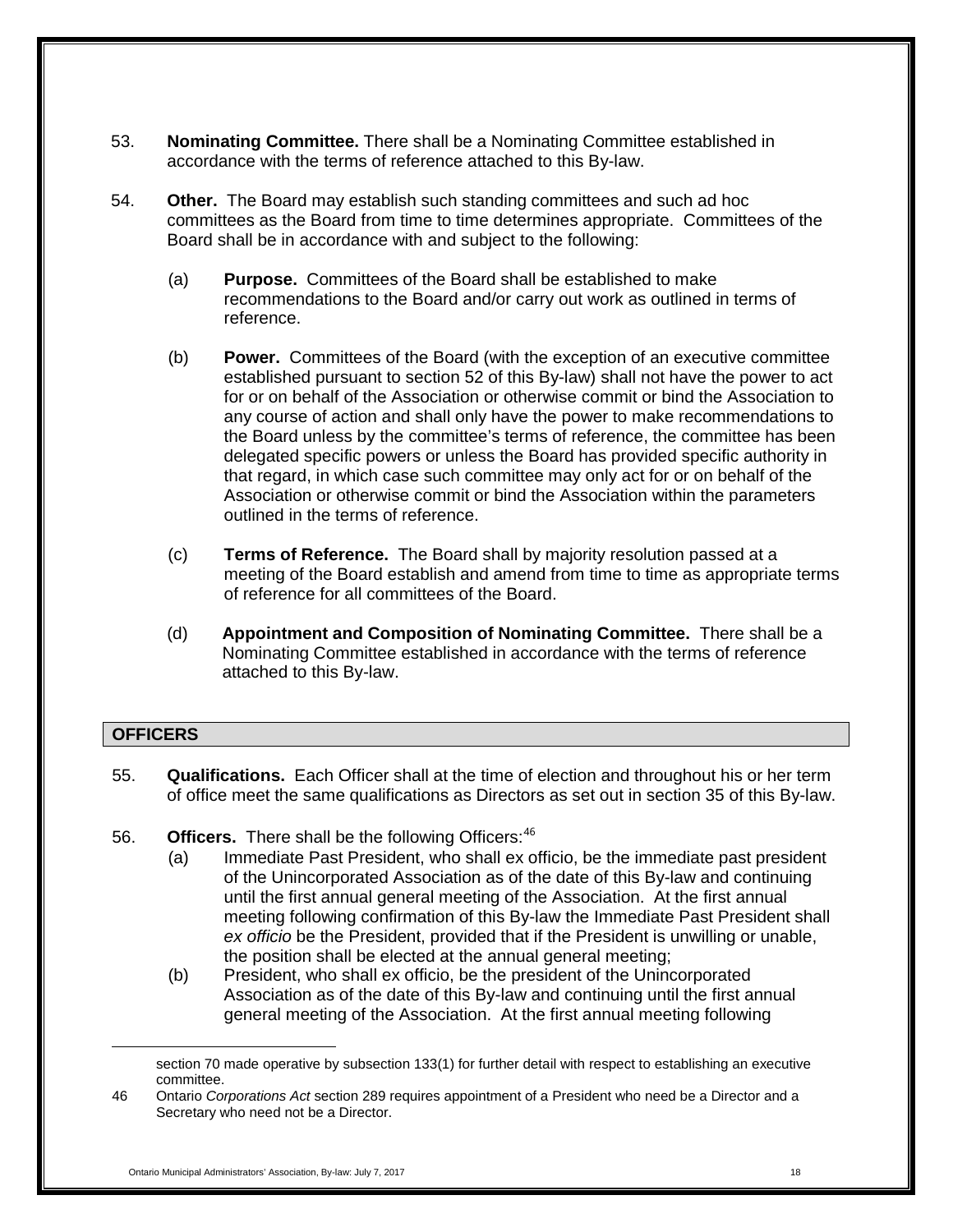53. **Nominating Committee.** There shall be a Nominating Committee established in accordance with the terms of reference attached to this By-law.

54. **Other.** The Board may establish such standing committees and such ad hoc committees as the Board from time to time determines appropriate. Committees of the Board shall be in accordance with and subject to the following:

    (a) **Purpose.** Committees of the Board shall be established to make recommendations to the Board and/or carry out work as outlined in terms of reference.

    (b) **Power.** Committees of the Board (with the exception of an executive committee established pursuant to section 52 of this By-law) shall not have the power to act for or on behalf of the Association or otherwise commit or bind the Association to any course of action and shall only have the power to make recommendations to the Board unless by the committee's terms of reference, the committee has been delegated specific powers or unless the Board has provided specific authority in that regard, in which case such committee may only act for or on behalf of the Association or otherwise commit or bind the Association within the parameters outlined in the terms of reference.

    (c) **Terms of Reference.** The Board shall by majority resolution passed at a meeting of the Board establish and amend from time to time as appropriate terms of reference for all committees of the Board.

    (d) **Appointment and Composition of Nominating Committee.** There shall be a Nominating Committee established in accordance with the terms of reference attached to this By-law.

## OFFICERS

55. **Qualifications.** Each Officer shall at the time of election and throughout his or her term of office meet the same qualifications as Directors as set out in section 35 of this By-law.

56. **Officers.** There shall be the following Officers:[46]

    (a) Immediate Past President, who shall ex officio, be the immediate past president of the Unincorporated Association as of the date of this By-law and continuing until the first annual general meeting of the Association. At the first annual meeting following confirmation of this By-law the Immediate Past President shall *ex officio* be the President, provided that if the President is unwilling or unable, the position shall be elected at the annual general meeting;

    (b) President, who shall ex officio, be the president of the Unincorporated Association as of the date of this By-law and continuing until the first annual general meeting of the Association. At the first annual meeting following

---

section 70 made operative by subsection 133(1) for further detail with respect to establishing an executive committee.

46 Ontario *Corporations Act* section 289 requires appointment of a President who need be a Director and a Secretary who need not be a Director.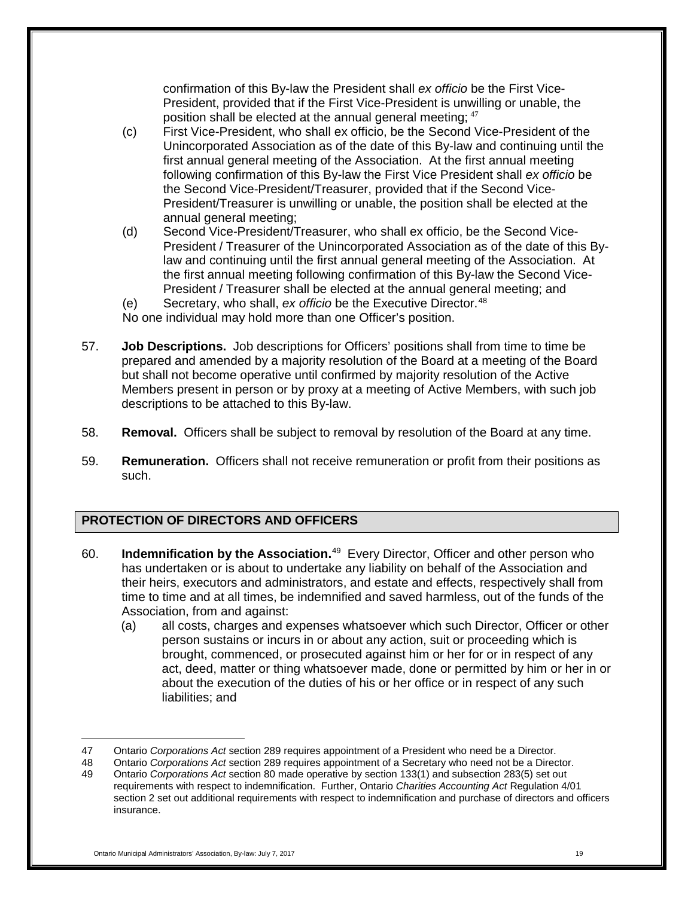confirmation of this By-law the President shall *ex officio* be the First Vice-President, provided that if the First Vice-President is unwilling or unable, the position shall be elected at the annual general meeting; [47]

(c) First Vice-President, who shall ex officio, be the Second Vice-President of the Unincorporated Association as of the date of this By-law and continuing until the first annual general meeting of the Association. At the first annual meeting following confirmation of this By-law the First Vice President shall *ex officio* be the Second Vice-President/Treasurer, provided that if the Second Vice-President/Treasurer is unwilling or unable, the position shall be elected at the annual general meeting;

(d) Second Vice-President/Treasurer, who shall ex officio, be the Second Vice-President / Treasurer of the Unincorporated Association as of the date of this By-law and continuing until the first annual general meeting of the Association. At the first annual meeting following confirmation of this By-law the Second Vice-President / Treasurer shall be elected at the annual general meeting; and

(e) Secretary, who shall, *ex officio* be the Executive Director.[48]

No one individual may hold more than one Officer's position.

57. **Job Descriptions.** Job descriptions for Officers' positions shall from time to time be prepared and amended by a majority resolution of the Board at a meeting of the Board but shall not become operative until confirmed by majority resolution of the Active Members present in person or by proxy at a meeting of Active Members, with such job descriptions to be attached to this By-law.

58. **Removal.** Officers shall be subject to removal by resolution of the Board at any time.

59. **Remuneration.** Officers shall not receive remuneration or profit from their positions as such.

## PROTECTION OF DIRECTORS AND OFFICERS

60. **Indemnification by the Association.**[49] Every Director, Officer and other person who has undertaken or is about to undertake any liability on behalf of the Association and their heirs, executors and administrators, and estate and effects, respectively shall from time to time and at all times, be indemnified and saved harmless, out of the funds of the Association, from and against:

    (a) all costs, charges and expenses whatsoever which such Director, Officer or other person sustains or incurs in or about any action, suit or proceeding which is brought, commenced, or prosecuted against him or her for or in respect of any act, deed, matter or thing whatsoever made, done or permitted by him or her in or about the execution of the duties of his or her office or in respect of any such liabilities; and

---

47 Ontario *Corporations Act* section 289 requires appointment of a President who need be a Director.

48 Ontario *Corporations Act* section 289 requires appointment of a Secretary who need not be a Director.

49 Ontario *Corporations Act* section 80 made operative by section 133(1) and subsection 283(5) set out requirements with respect to indemnification. Further, Ontario *Charities Accounting Act* Regulation 4/01 section 2 set out additional requirements with respect to indemnification and purchase of directors and officers insurance.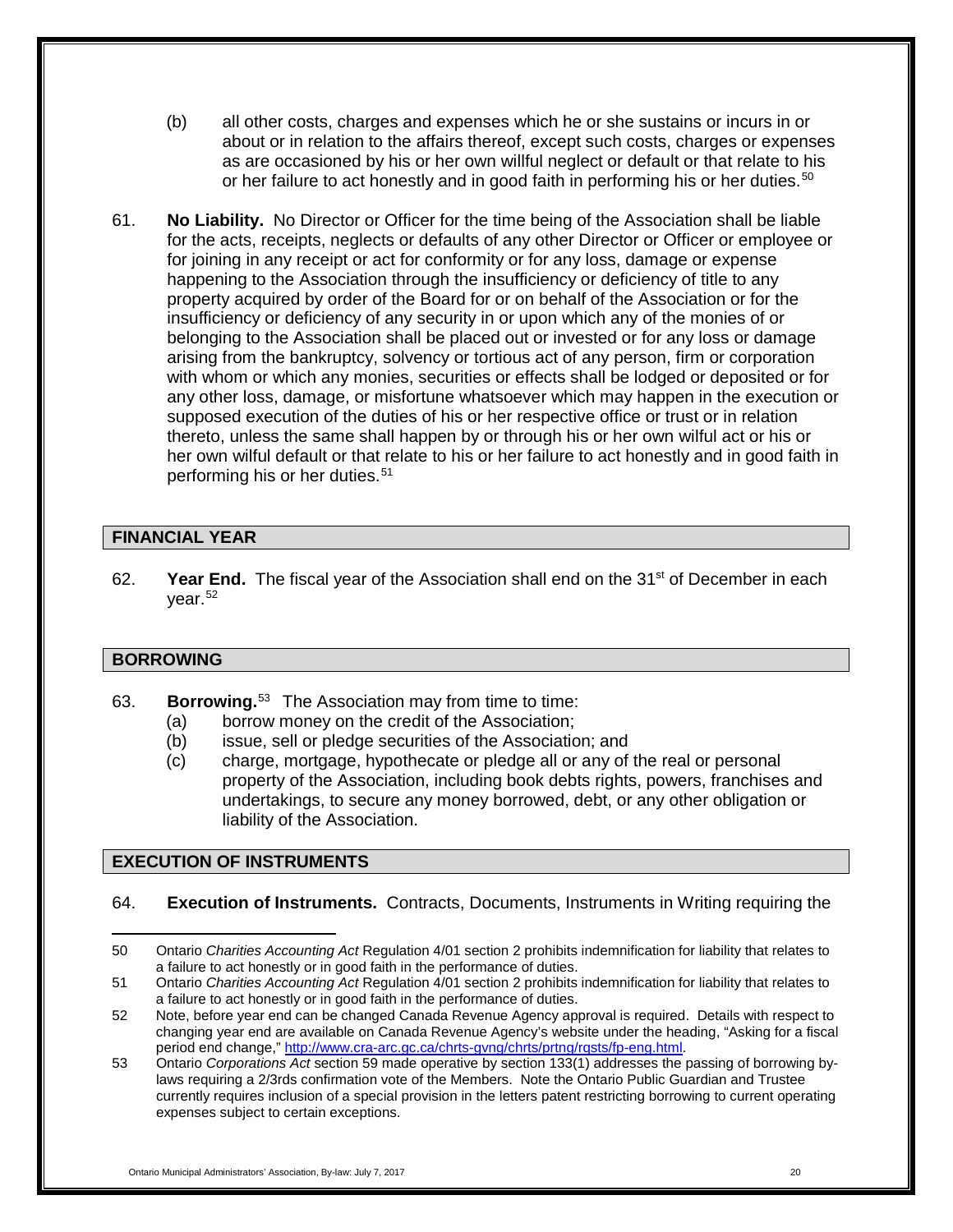(b) all other costs, charges and expenses which he or she sustains or incurs in or about or in relation to the affairs thereof, except such costs, charges or expenses as are occasioned by his or her own willful neglect or default or that relate to his or her failure to act honestly and in good faith in performing his or her duties.[50]

61. **No Liability.** No Director or Officer for the time being of the Association shall be liable for the acts, receipts, neglects or defaults of any other Director or Officer or employee or for joining in any receipt or act for conformity or for any loss, damage or expense happening to the Association through the insufficiency or deficiency of title to any property acquired by order of the Board for or on behalf of the Association or for the insufficiency or deficiency of any security in or upon which any of the monies of or belonging to the Association shall be placed out or invested or for any loss or damage arising from the bankruptcy, solvency or tortious act of any person, firm or corporation with whom or which any monies, securities or effects shall be lodged or deposited or for any other loss, damage, or misfortune whatsoever which may happen in the execution or supposed execution of the duties of his or her respective office or trust or in relation thereto, unless the same shall happen by or through his or her own wilful act or his or her own wilful default or that relate to his or her failure to act honestly and in good faith in performing his or her duties.[51]

## FINANCIAL YEAR

62. **Year End.** The fiscal year of the Association shall end on the 31st of December in each year.[52]

## BORROWING

63. **Borrowing.**[53] The Association may from time to time:
   (a) borrow money on the credit of the Association;
   (b) issue, sell or pledge securities of the Association; and
   (c) charge, mortgage, hypothecate or pledge all or any of the real or personal property of the Association, including book debts rights, powers, franchises and undertakings, to secure any money borrowed, debt, or any other obligation or liability of the Association.

## EXECUTION OF INSTRUMENTS

64. **Execution of Instruments.** Contracts, Documents, Instruments in Writing requiring the

---

50 Ontario *Charities Accounting Act* Regulation 4/01 section 2 prohibits indemnification for liability that relates to a failure to act honestly or in good faith in the performance of duties.

51 Ontario *Charities Accounting Act* Regulation 4/01 section 2 prohibits indemnification for liability that relates to a failure to act honestly or in good faith in the performance of duties.

52 Note, before year end can be changed Canada Revenue Agency approval is required. Details with respect to changing year end are available on Canada Revenue Agency's website under the heading, "Asking for a fiscal period end change," http://www.cra-arc.gc.ca/chrts-gvng/chrts/prtng/rqsts/fp-eng.html.

53 Ontario *Corporations Act* section 59 made operative by section 133(1) addresses the passing of borrowing by-laws requiring a 2/3rds confirmation vote of the Members. Note the Ontario Public Guardian and Trustee currently requires inclusion of a special provision in the letters patent restricting borrowing to current operating expenses subject to certain exceptions.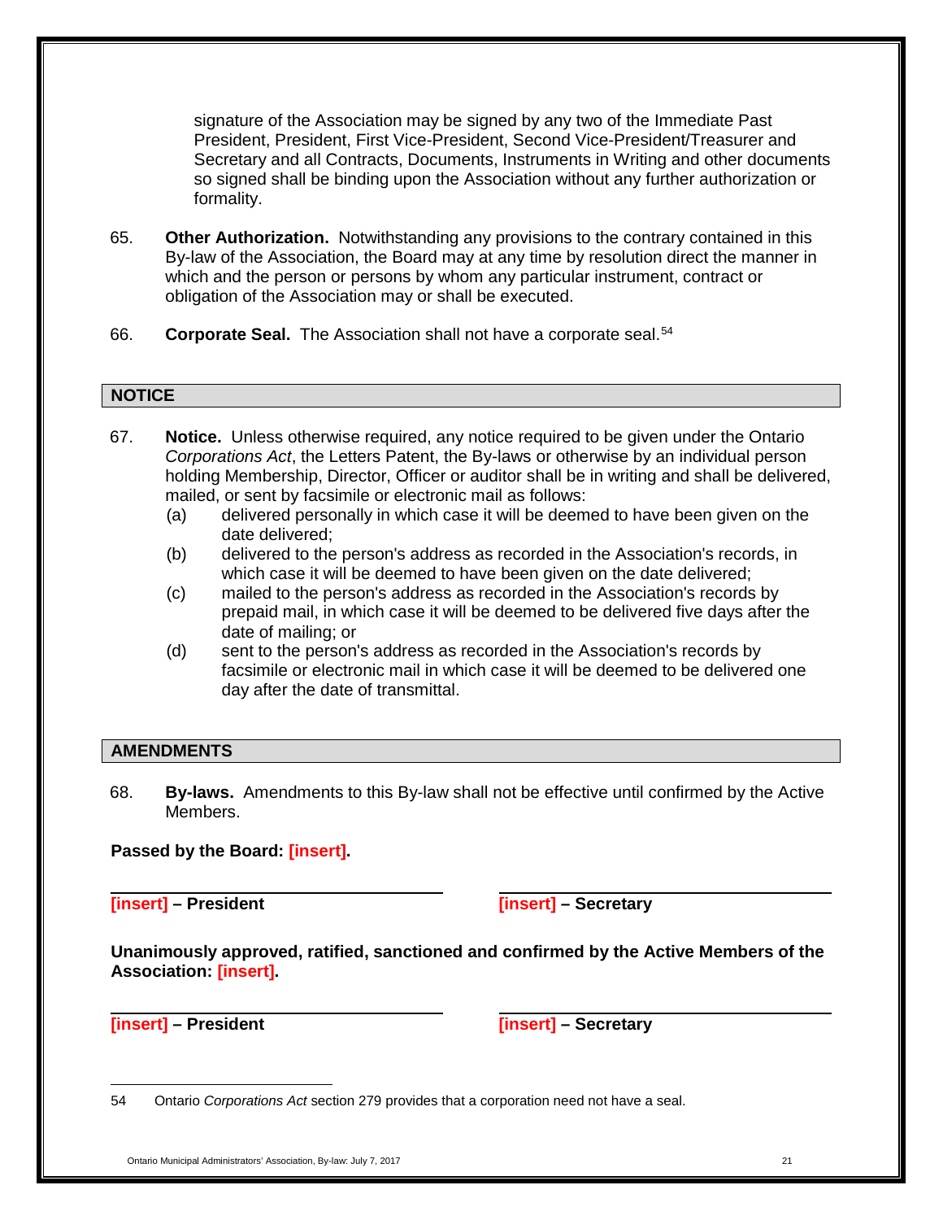signature of the Association may be signed by any two of the Immediate Past President, President, First Vice-President, Second Vice-President/Treasurer and Secretary and all Contracts, Documents, Instruments in Writing and other documents so signed shall be binding upon the Association without any further authorization or formality.

65. **Other Authorization.** Notwithstanding any provisions to the contrary contained in this By-law of the Association, the Board may at any time by resolution direct the manner in which and the person or persons by whom any particular instrument, contract or obligation of the Association may or shall be executed.

66. **Corporate Seal.** The Association shall not have a corporate seal.[54]

## NOTICE

67. **Notice.** Unless otherwise required, any notice required to be given under the Ontario *Corporations Act*, the Letters Patent, the By-laws or otherwise by an individual person holding Membership, Director, Officer or auditor shall be in writing and shall be delivered, mailed, or sent by facsimile or electronic mail as follows:
    (a) delivered personally in which case it will be deemed to have been given on the date delivered;
    (b) delivered to the person's address as recorded in the Association's records, in which case it will be deemed to have been given on the date delivered;
    (c) mailed to the person's address as recorded in the Association's records by prepaid mail, in which case it will be deemed to be delivered five days after the date of mailing; or
    (d) sent to the person's address as recorded in the Association's records by facsimile or electronic mail in which case it will be deemed to be delivered one day after the date of transmittal.

## AMENDMENTS

68. **By-laws.** Amendments to this By-law shall not be effective until confirmed by the Active Members.

**Passed by the Board: [insert].**

| **[insert] – President** | **[insert] – Secretary** |
|---|---|

**Unanimously approved, ratified, sanctioned and confirmed by the Active Members of the Association: [insert].**

| **[insert] – President** | **[insert] – Secretary** |
|---|---|

---

54 Ontario *Corporations Act* section 279 provides that a corporation need not have a seal.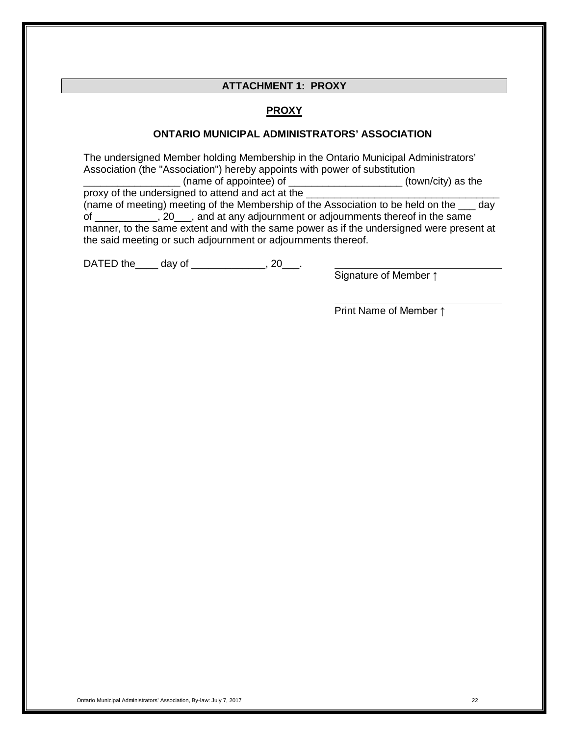## ATTACHMENT 1: PROXY

### PROXY

### ONTARIO MUNICIPAL ADMINISTRATORS' ASSOCIATION

The undersigned Member holding Membership in the Ontario Municipal Administrators' Association (the "Association") hereby appoints with power of substitution _________________ (name of appointee) of ____________________ (town/city) as the proxy of the undersigned to attend and act at the __________________________________ (name of meeting) meeting of the Membership of the Association to be held on the ___ day of ___________, 20___, and at any adjournment or adjournments thereof in the same manner, to the same extent and with the same power as if the undersigned were present at the said meeting or such adjournment or adjournments thereof.

DATED the____ day of _____________, 20___.

______________________________
Signature of Member ↑

______________________________
Print Name of Member ↑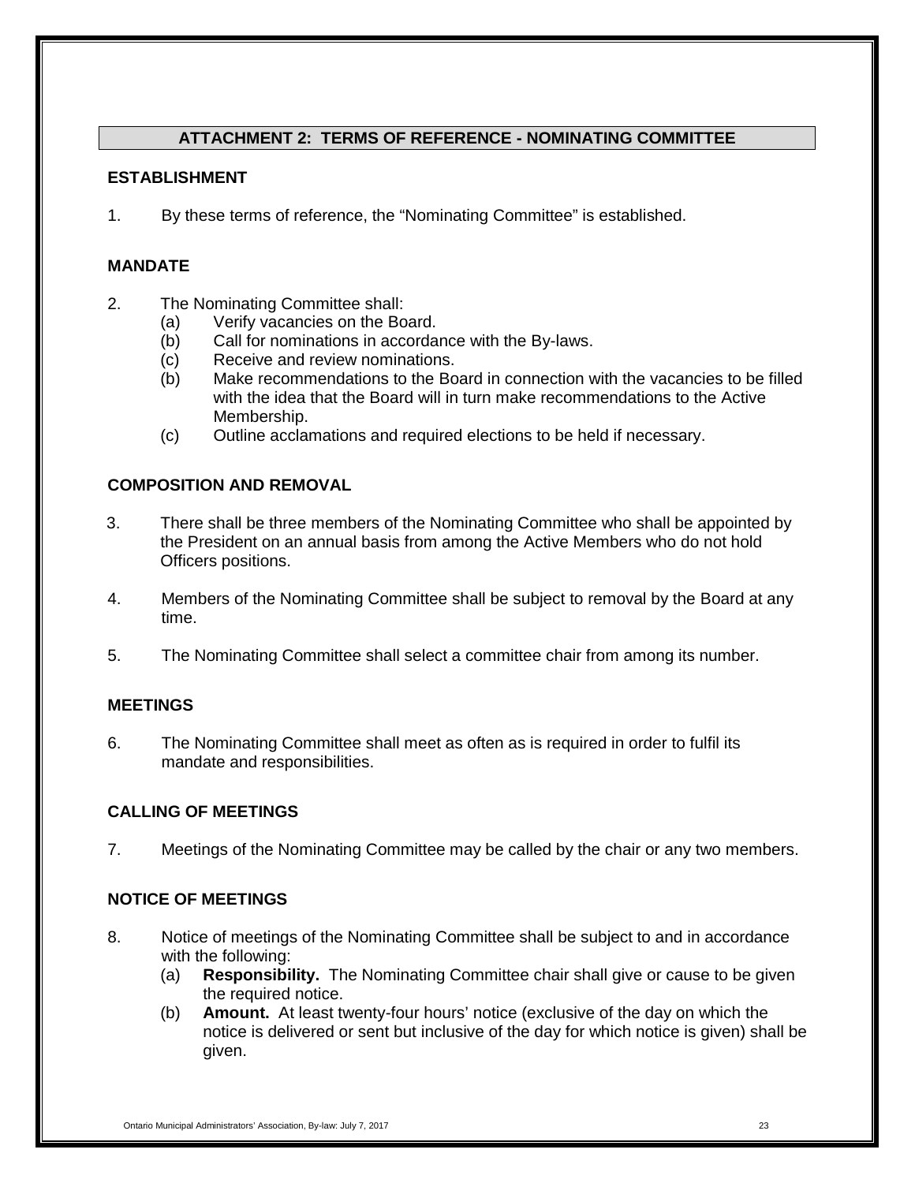## ATTACHMENT 2: TERMS OF REFERENCE - NOMINATING COMMITTEE

### ESTABLISHMENT

1. By these terms of reference, the "Nominating Committee" is established.

### MANDATE

2. The Nominating Committee shall:
   - (a) Verify vacancies on the Board.
   - (b) Call for nominations in accordance with the By-laws.
   - (c) Receive and review nominations.
   - (b) Make recommendations to the Board in connection with the vacancies to be filled with the idea that the Board will in turn make recommendations to the Active Membership.
   - (c) Outline acclamations and required elections to be held if necessary.

### COMPOSITION AND REMOVAL

3. There shall be three members of the Nominating Committee who shall be appointed by the President on an annual basis from among the Active Members who do not hold Officers positions.

4. Members of the Nominating Committee shall be subject to removal by the Board at any time.

5. The Nominating Committee shall select a committee chair from among its number.

### MEETINGS

6. The Nominating Committee shall meet as often as is required in order to fulfil its mandate and responsibilities.

### CALLING OF MEETINGS

7. Meetings of the Nominating Committee may be called by the chair or any two members.

### NOTICE OF MEETINGS

8. Notice of meetings of the Nominating Committee shall be subject to and in accordance with the following:
   - (a) **Responsibility.** The Nominating Committee chair shall give or cause to be given the required notice.
   - (b) **Amount.** At least twenty-four hours' notice (exclusive of the day on which the notice is delivered or sent but inclusive of the day for which notice is given) shall be given.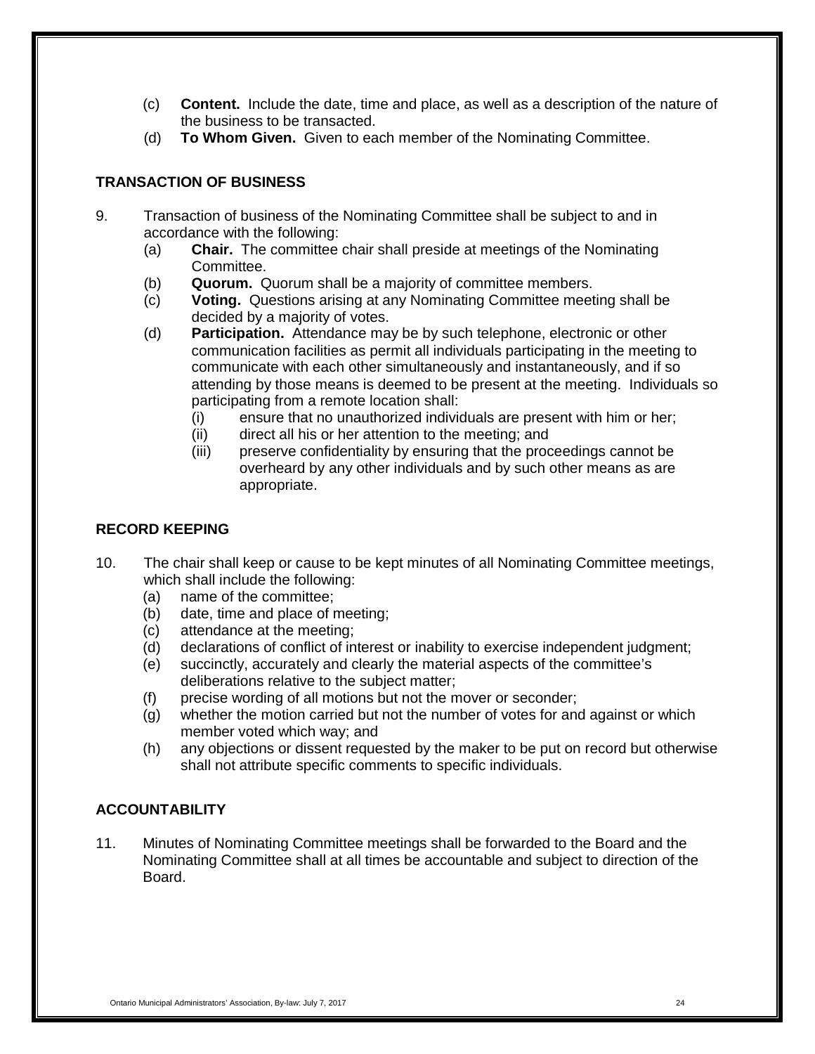(c) **Content.** Include the date, time and place, as well as a description of the nature of the business to be transacted.

(d) **To Whom Given.** Given to each member of the Nominating Committee.

## TRANSACTION OF BUSINESS

9. Transaction of business of the Nominating Committee shall be subject to and in accordance with the following:
   - (a) **Chair.** The committee chair shall preside at meetings of the Nominating Committee.
   - (b) **Quorum.** Quorum shall be a majority of committee members.
   - (c) **Voting.** Questions arising at any Nominating Committee meeting shall be decided by a majority of votes.
   - (d) **Participation.** Attendance may be by such telephone, electronic or other communication facilities as permit all individuals participating in the meeting to communicate with each other simultaneously and instantaneously, and if so attending by those means is deemed to be present at the meeting. Individuals so participating from a remote location shall:
     - (i) ensure that no unauthorized individuals are present with him or her;
     - (ii) direct all his or her attention to the meeting; and
     - (iii) preserve confidentiality by ensuring that the proceedings cannot be overheard by any other individuals and by such other means as are appropriate.

## RECORD KEEPING

10. The chair shall keep or cause to be kept minutes of all Nominating Committee meetings, which shall include the following:
    - (a) name of the committee;
    - (b) date, time and place of meeting;
    - (c) attendance at the meeting;
    - (d) declarations of conflict of interest or inability to exercise independent judgment;
    - (e) succinctly, accurately and clearly the material aspects of the committee's deliberations relative to the subject matter;
    - (f) precise wording of all motions but not the mover or seconder;
    - (g) whether the motion carried but not the number of votes for and against or which member voted which way; and
    - (h) any objections or dissent requested by the maker to be put on record but otherwise shall not attribute specific comments to specific individuals.

## ACCOUNTABILITY

11. Minutes of Nominating Committee meetings shall be forwarded to the Board and the Nominating Committee shall at all times be accountable and subject to direction of the Board.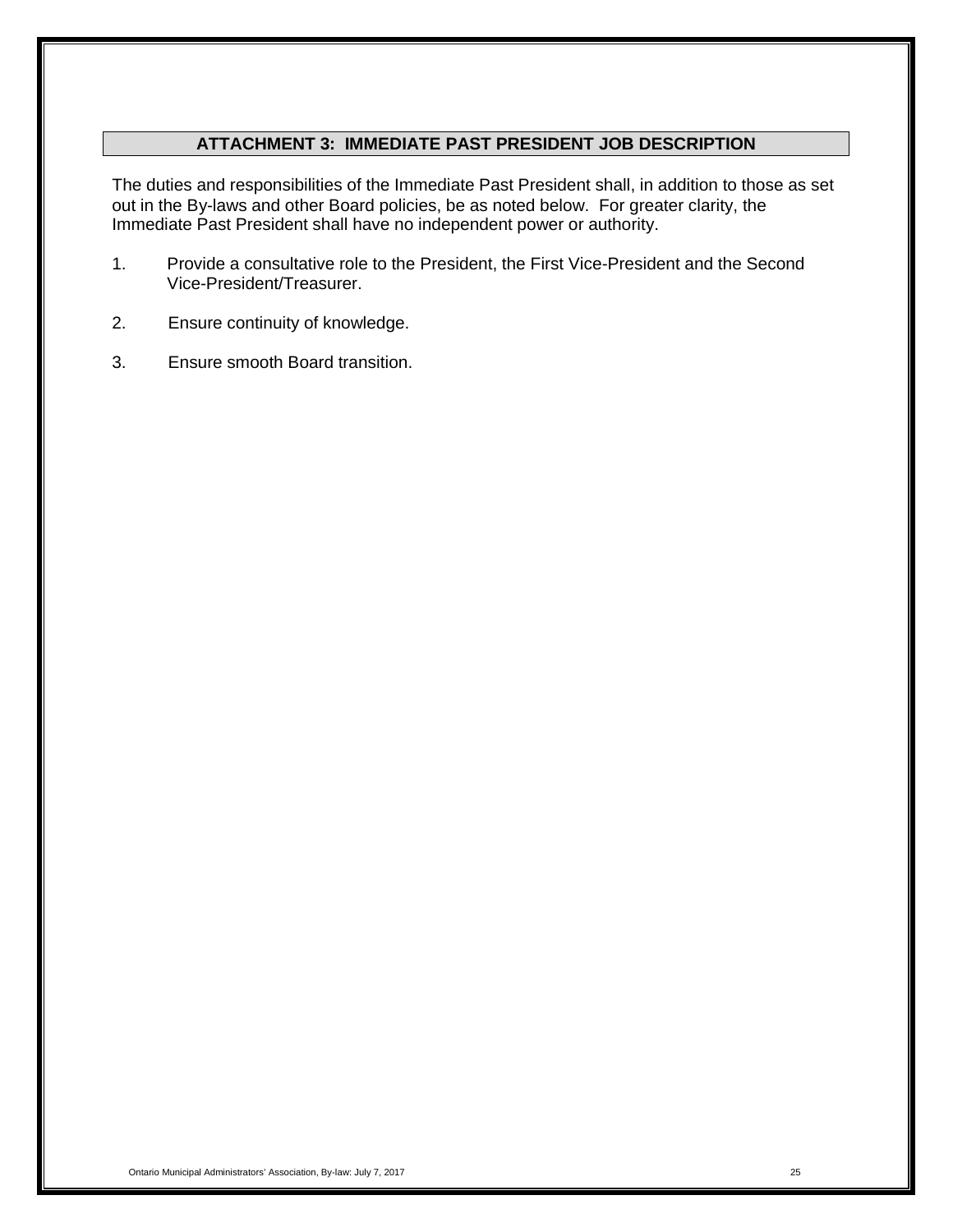## ATTACHMENT 3: IMMEDIATE PAST PRESIDENT JOB DESCRIPTION

The duties and responsibilities of the Immediate Past President shall, in addition to those as set out in the By-laws and other Board policies, be as noted below. For greater clarity, the Immediate Past President shall have no independent power or authority.

1. Provide a consultative role to the President, the First Vice-President and the Second Vice-President/Treasurer.

2. Ensure continuity of knowledge.

3. Ensure smooth Board transition.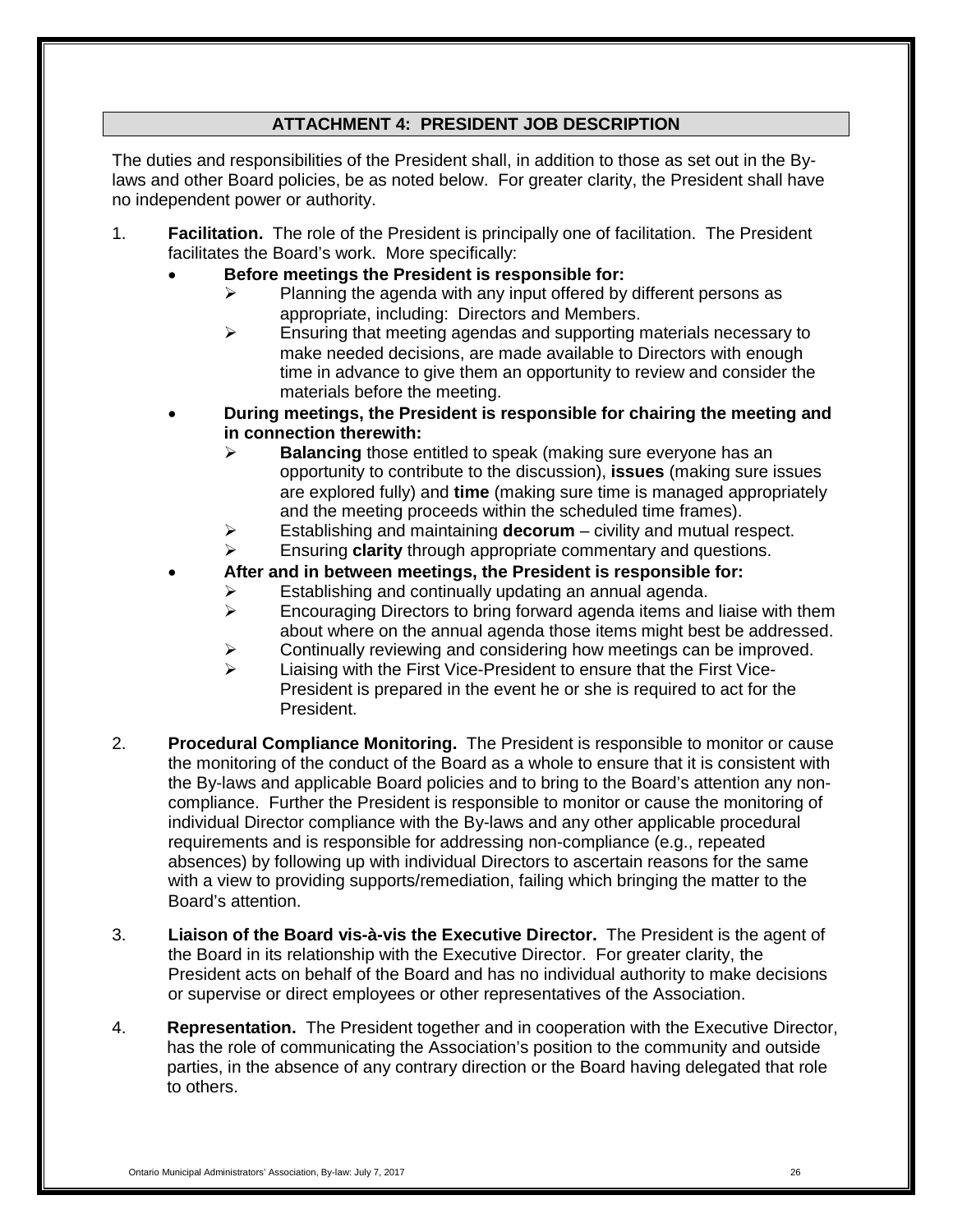## ATTACHMENT 4: PRESIDENT JOB DESCRIPTION

The duties and responsibilities of the President shall, in addition to those as set out in the By-laws and other Board policies, be as noted below. For greater clarity, the President shall have no independent power or authority.

1. **Facilitation.** The role of the President is principally one of facilitation. The President facilitates the Board's work. More specifically:
   - **Before meetings the President is responsible for:**
     - Planning the agenda with any input offered by different persons as appropriate, including: Directors and Members.
     - Ensuring that meeting agendas and supporting materials necessary to make needed decisions, are made available to Directors with enough time in advance to give them an opportunity to review and consider the materials before the meeting.
   - **During meetings, the President is responsible for chairing the meeting and in connection therewith:**
     - **Balancing** those entitled to speak (making sure everyone has an opportunity to contribute to the discussion), **issues** (making sure issues are explored fully) and **time** (making sure time is managed appropriately and the meeting proceeds within the scheduled time frames).
     - Establishing and maintaining **decorum** – civility and mutual respect.
     - Ensuring **clarity** through appropriate commentary and questions.
   - **After and in between meetings, the President is responsible for:**
     - Establishing and continually updating an annual agenda.
     - Encouraging Directors to bring forward agenda items and liaise with them about where on the annual agenda those items might best be addressed.
     - Continually reviewing and considering how meetings can be improved.
     - Liaising with the First Vice-President to ensure that the First Vice-President is prepared in the event he or she is required to act for the President.

2. **Procedural Compliance Monitoring.** The President is responsible to monitor or cause the monitoring of the conduct of the Board as a whole to ensure that it is consistent with the By-laws and applicable Board policies and to bring to the Board's attention any non-compliance. Further the President is responsible to monitor or cause the monitoring of individual Director compliance with the By-laws and any other applicable procedural requirements and is responsible for addressing non-compliance (e.g., repeated absences) by following up with individual Directors to ascertain reasons for the same with a view to providing supports/remediation, failing which bringing the matter to the Board's attention.

3. **Liaison of the Board vis-à-vis the Executive Director.** The President is the agent of the Board in its relationship with the Executive Director. For greater clarity, the President acts on behalf of the Board and has no individual authority to make decisions or supervise or direct employees or other representatives of the Association.

4. **Representation.** The President together and in cooperation with the Executive Director, has the role of communicating the Association's position to the community and outside parties, in the absence of any contrary direction or the Board having delegated that role to others.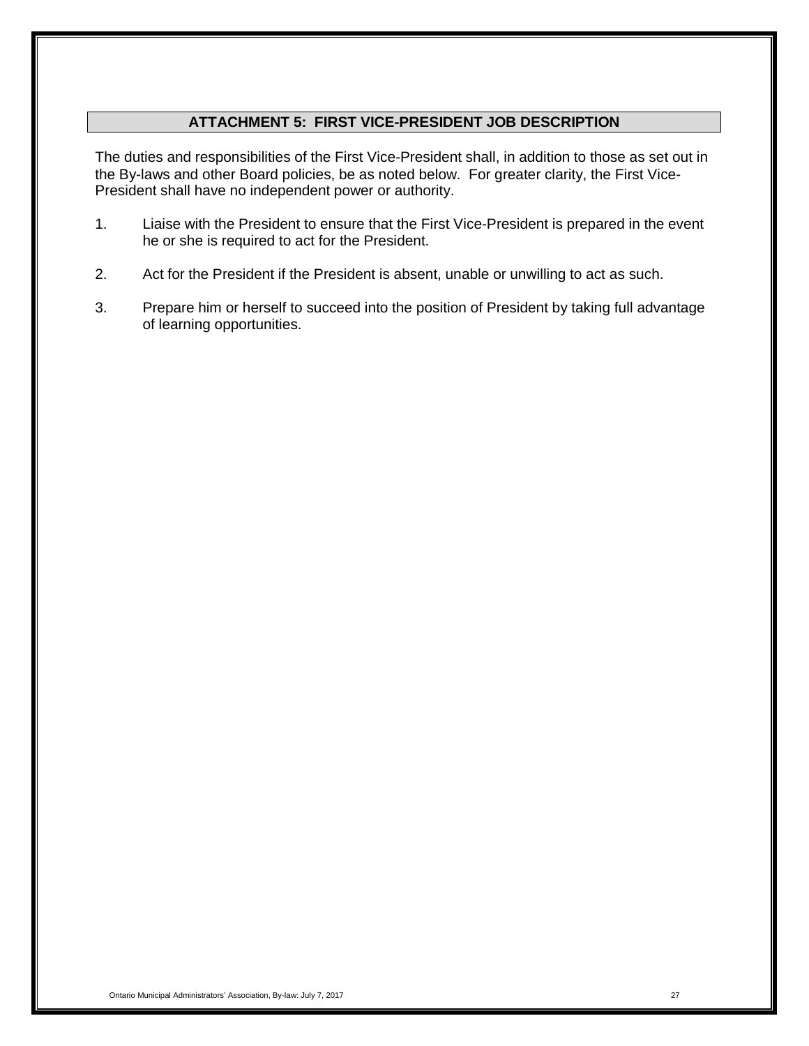## ATTACHMENT 5: FIRST VICE-PRESIDENT JOB DESCRIPTION

The duties and responsibilities of the First Vice-President shall, in addition to those as set out in the By-laws and other Board policies, be as noted below. For greater clarity, the First Vice-President shall have no independent power or authority.

1. Liaise with the President to ensure that the First Vice-President is prepared in the event he or she is required to act for the President.

2. Act for the President if the President is absent, unable or unwilling to act as such.

3. Prepare him or herself to succeed into the position of President by taking full advantage of learning opportunities.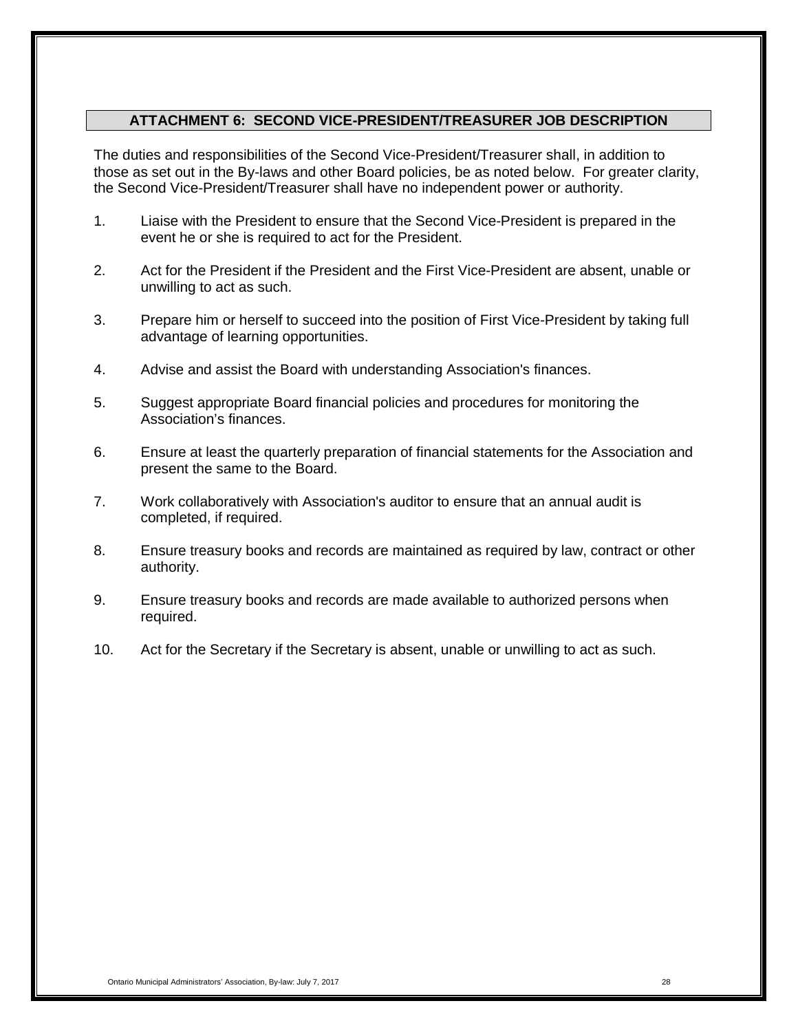## ATTACHMENT 6: SECOND VICE-PRESIDENT/TREASURER JOB DESCRIPTION

The duties and responsibilities of the Second Vice-President/Treasurer shall, in addition to those as set out in the By-laws and other Board policies, be as noted below. For greater clarity, the Second Vice-President/Treasurer shall have no independent power or authority.

1. Liaise with the President to ensure that the Second Vice-President is prepared in the event he or she is required to act for the President.

2. Act for the President if the President and the First Vice-President are absent, unable or unwilling to act as such.

3. Prepare him or herself to succeed into the position of First Vice-President by taking full advantage of learning opportunities.

4. Advise and assist the Board with understanding Association's finances.

5. Suggest appropriate Board financial policies and procedures for monitoring the Association's finances.

6. Ensure at least the quarterly preparation of financial statements for the Association and present the same to the Board.

7. Work collaboratively with Association's auditor to ensure that an annual audit is completed, if required.

8. Ensure treasury books and records are maintained as required by law, contract or other authority.

9. Ensure treasury books and records are made available to authorized persons when required.

10. Act for the Secretary if the Secretary is absent, unable or unwilling to act as such.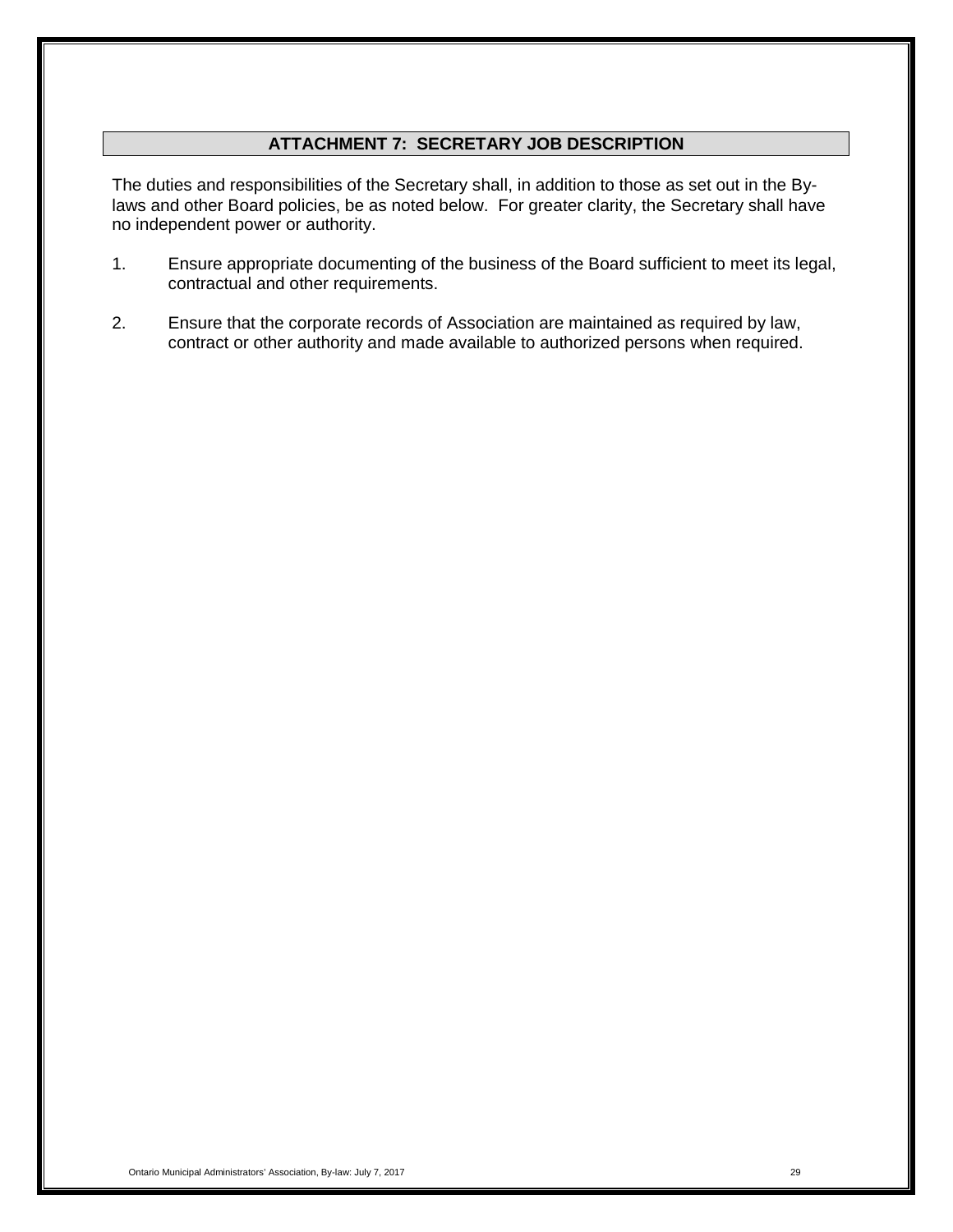## ATTACHMENT 7: SECRETARY JOB DESCRIPTION

The duties and responsibilities of the Secretary shall, in addition to those as set out in the By-laws and other Board policies, be as noted below. For greater clarity, the Secretary shall have no independent power or authority.

1. Ensure appropriate documenting of the business of the Board sufficient to meet its legal, contractual and other requirements.

2. Ensure that the corporate records of Association are maintained as required by law, contract or other authority and made available to authorized persons when required.